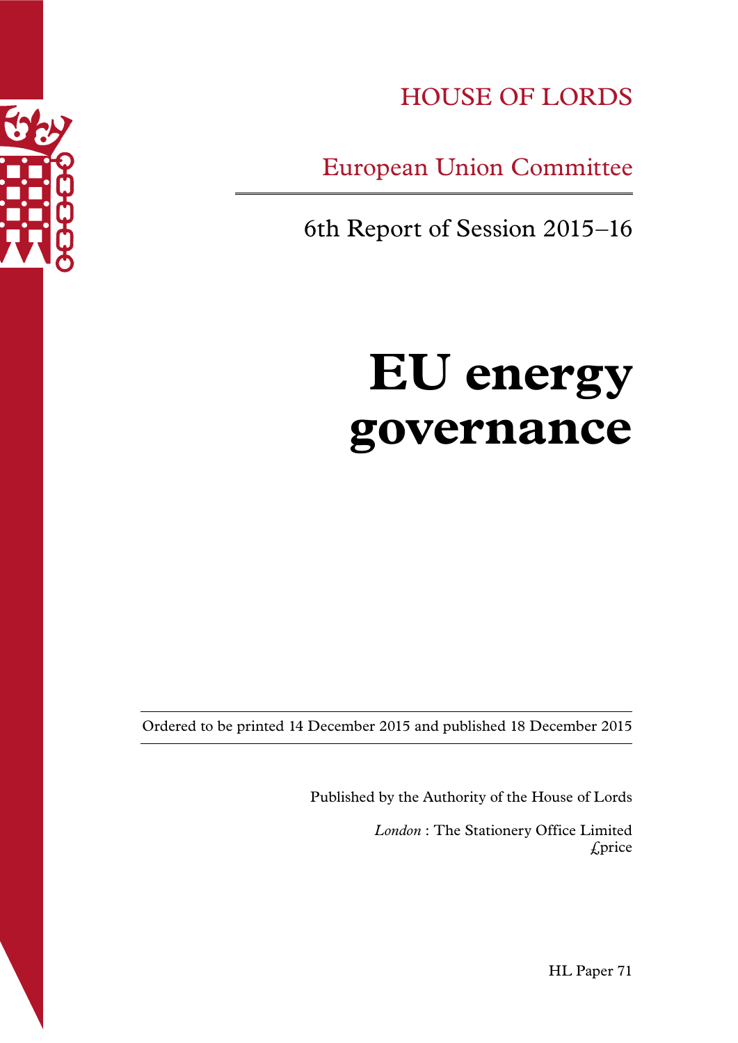HOUSE OF LORDS

European Union Committee

6th Report of Session 2015–16

# EU energy governance

Ordered to be printed 14 December 2015 and published 18 December 2015

Published by the Authority of the House of Lords

*London* : The Stationery Office Limited
£price

HL Paper 71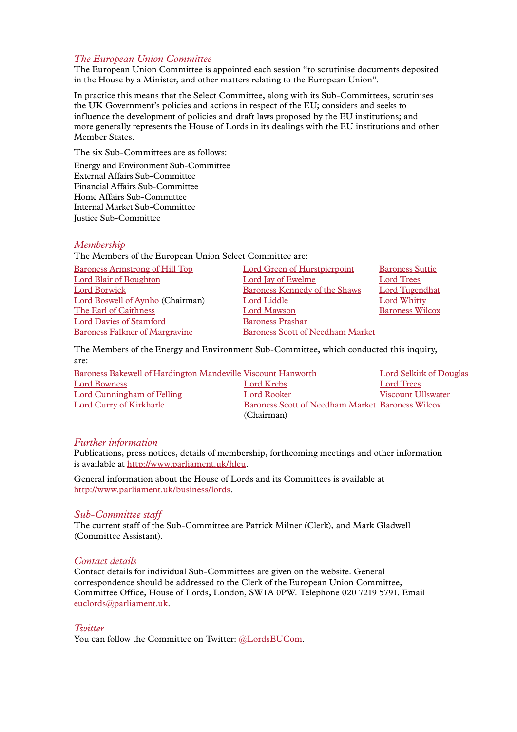## *The European Union Committee*

The European Union Committee is appointed each session "to scrutinise documents deposited in the House by a Minister, and other matters relating to the European Union".

In practice this means that the Select Committee, along with its Sub-Committees, scrutinises the UK Government's policies and actions in respect of the EU; considers and seeks to influence the development of policies and draft laws proposed by the EU institutions; and more generally represents the House of Lords in its dealings with the EU institutions and other Member States.

The six Sub-Committees are as follows:

Energy and Environment Sub-Committee
External Affairs Sub-Committee
Financial Affairs Sub-Committee
Home Affairs Sub-Committee
Internal Market Sub-Committee
Justice Sub-Committee

## *Membership*

The Members of the European Union Select Committee are:

| | | |
|---|---|---|
| Baroness Armstrong of Hill Top | Lord Green of Hurstpierpoint | Baroness Suttie |
| Lord Blair of Boughton | Lord Jay of Ewelme | Lord Trees |
| Lord Borwick | Baroness Kennedy of the Shaws | Lord Tugendhat |
| Lord Boswell of Aynho (Chairman) | Lord Liddle | Lord Whitty |
| The Earl of Caithness | Lord Mawson | Baroness Wilcox |
| Lord Davies of Stamford | Baroness Prashar | |
| Baroness Falkner of Margravine | Baroness Scott of Needham Market | |

The Members of the Energy and Environment Sub-Committee, which conducted this inquiry, are:

| | | |
|---|---|---|
| Baroness Bakewell of Hardington Mandeville | Viscount Hanworth | Lord Selkirk of Douglas |
| Lord Bowness | Lord Krebs | Lord Trees |
| Lord Cunningham of Felling | Lord Rooker | Viscount Ullswater |
| Lord Curry of Kirkharle | Baroness Scott of Needham Market (Chairman) | Baroness Wilcox |

## *Further information*

Publications, press notices, details of membership, forthcoming meetings and other information is available at http://www.parliament.uk/hleu.

General information about the House of Lords and its Committees is available at http://www.parliament.uk/business/lords.

## *Sub-Committee staff*

The current staff of the Sub-Committee are Patrick Milner (Clerk), and Mark Gladwell (Committee Assistant).

## *Contact details*

Contact details for individual Sub-Committees are given on the website. General correspondence should be addressed to the Clerk of the European Union Committee, Committee Office, House of Lords, London, SW1A 0PW. Telephone 020 7219 5791. Email euclords@parliament.uk.

## *Twitter*

You can follow the Committee on Twitter: @LordsEUCom.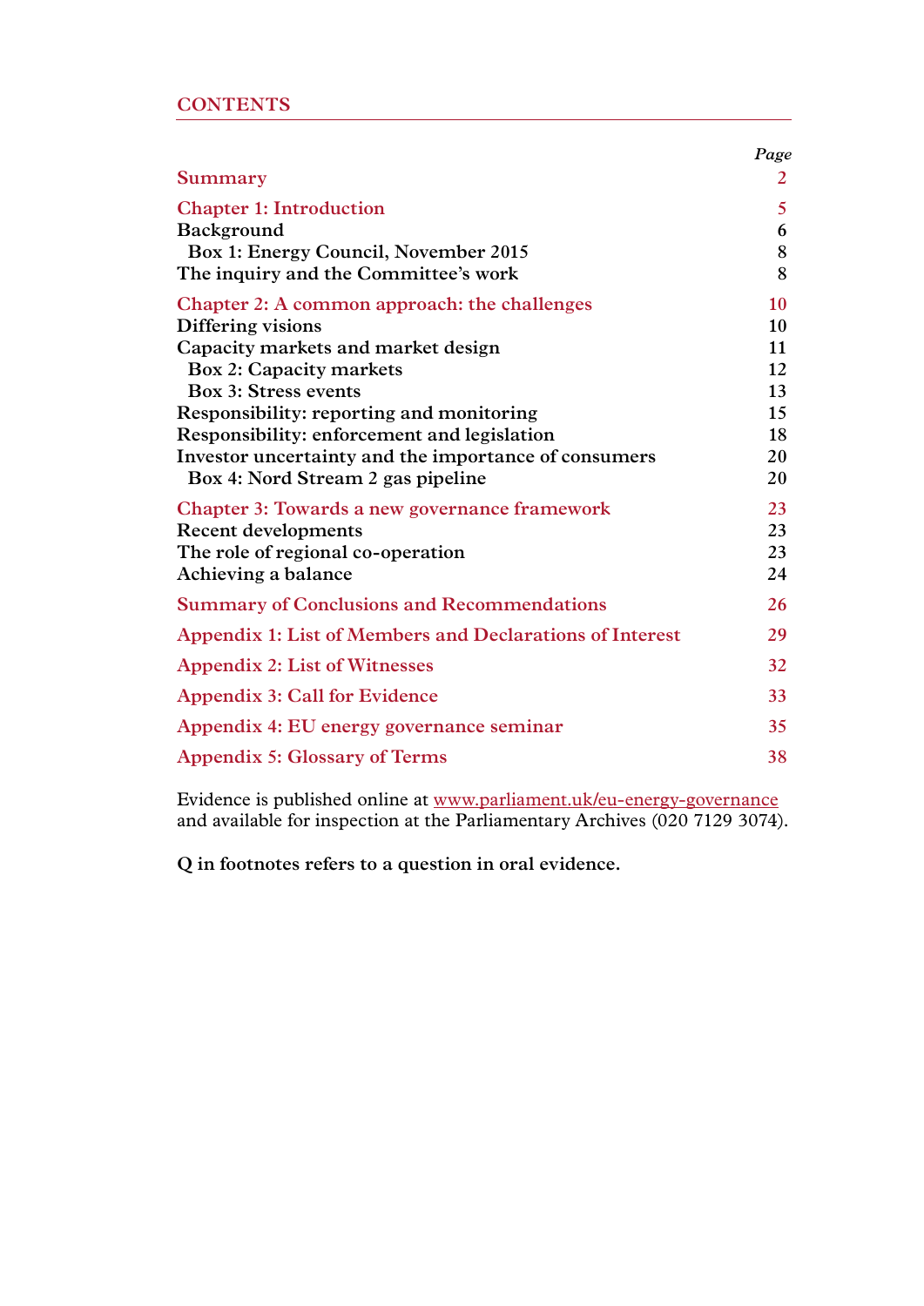## CONTENTS

| | Page |
|---|---|
| Summary | 2 |
| Chapter 1: Introduction | 5 |
| Background | 6 |
| Box 1: Energy Council, November 2015 | 8 |
| The inquiry and the Committee's work | 8 |
| Chapter 2: A common approach: the challenges | 10 |
| Differing visions | 10 |
| Capacity markets and market design | 11 |
| Box 2: Capacity markets | 12 |
| Box 3: Stress events | 13 |
| Responsibility: reporting and monitoring | 15 |
| Responsibility: enforcement and legislation | 18 |
| Investor uncertainty and the importance of consumers | 20 |
| Box 4: Nord Stream 2 gas pipeline | 20 |
| Chapter 3: Towards a new governance framework | 23 |
| Recent developments | 23 |
| The role of regional co-operation | 23 |
| Achieving a balance | 24 |
| Summary of Conclusions and Recommendations | 26 |
| Appendix 1: List of Members and Declarations of Interest | 29 |
| Appendix 2: List of Witnesses | 32 |
| Appendix 3: Call for Evidence | 33 |
| Appendix 4: EU energy governance seminar | 35 |
| Appendix 5: Glossary of Terms | 38 |

Evidence is published online at www.parliament.uk/eu-energy-governance and available for inspection at the Parliamentary Archives (020 7129 3074).

**Q in footnotes refers to a question in oral evidence.**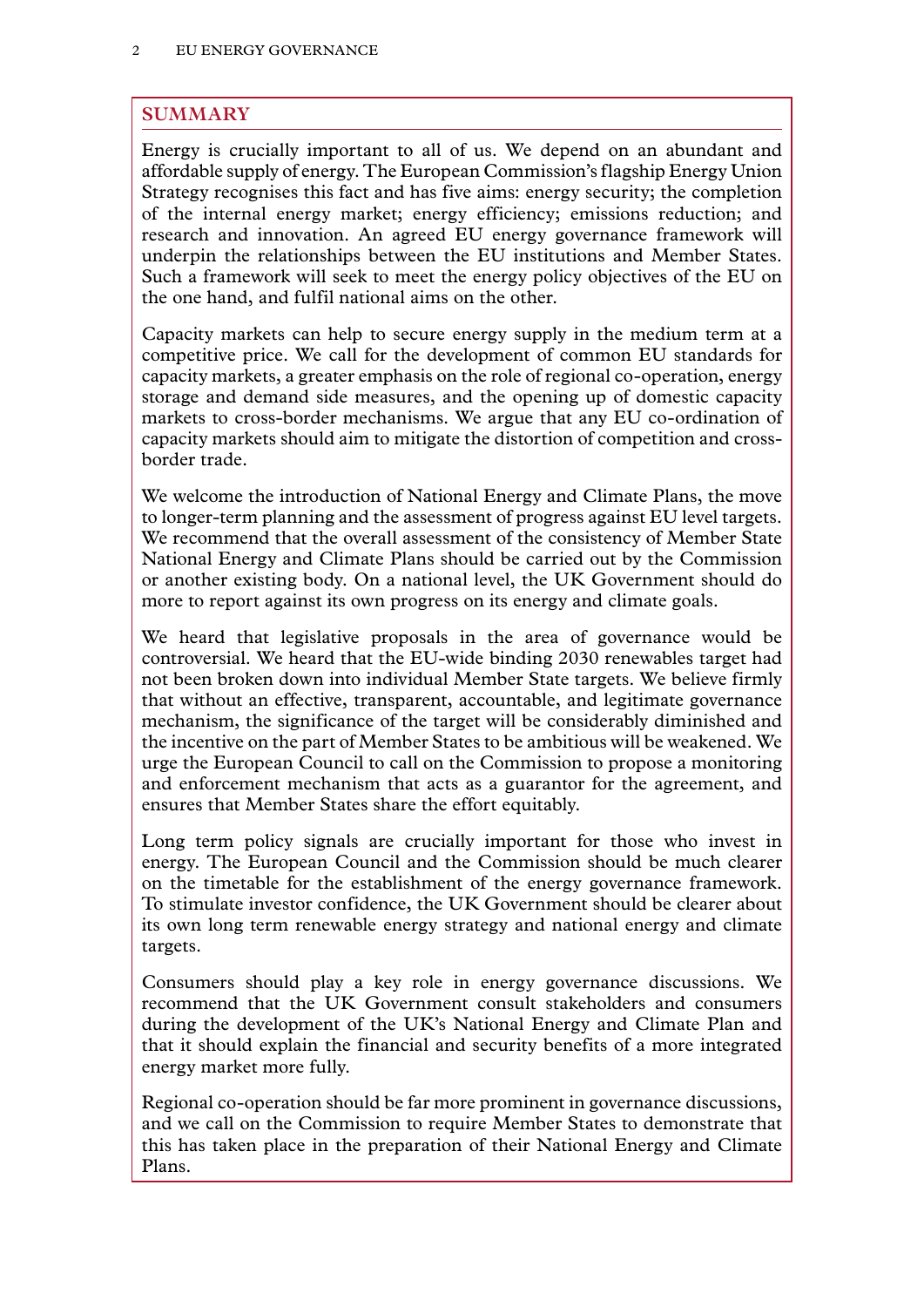## SUMMARY

Energy is crucially important to all of us. We depend on an abundant and affordable supply of energy. The European Commission's flagship Energy Union Strategy recognises this fact and has five aims: energy security; the completion of the internal energy market; energy efficiency; emissions reduction; and research and innovation. An agreed EU energy governance framework will underpin the relationships between the EU institutions and Member States. Such a framework will seek to meet the energy policy objectives of the EU on the one hand, and fulfil national aims on the other.

Capacity markets can help to secure energy supply in the medium term at a competitive price. We call for the development of common EU standards for capacity markets, a greater emphasis on the role of regional co-operation, energy storage and demand side measures, and the opening up of domestic capacity markets to cross-border mechanisms. We argue that any EU co-ordination of capacity markets should aim to mitigate the distortion of competition and cross-border trade.

We welcome the introduction of National Energy and Climate Plans, the move to longer-term planning and the assessment of progress against EU level targets. We recommend that the overall assessment of the consistency of Member State National Energy and Climate Plans should be carried out by the Commission or another existing body. On a national level, the UK Government should do more to report against its own progress on its energy and climate goals.

We heard that legislative proposals in the area of governance would be controversial. We heard that the EU-wide binding 2030 renewables target had not been broken down into individual Member State targets. We believe firmly that without an effective, transparent, accountable, and legitimate governance mechanism, the significance of the target will be considerably diminished and the incentive on the part of Member States to be ambitious will be weakened. We urge the European Council to call on the Commission to propose a monitoring and enforcement mechanism that acts as a guarantor for the agreement, and ensures that Member States share the effort equitably.

Long term policy signals are crucially important for those who invest in energy. The European Council and the Commission should be much clearer on the timetable for the establishment of the energy governance framework. To stimulate investor confidence, the UK Government should be clearer about its own long term renewable energy strategy and national energy and climate targets.

Consumers should play a key role in energy governance discussions. We recommend that the UK Government consult stakeholders and consumers during the development of the UK's National Energy and Climate Plan and that it should explain the financial and security benefits of a more integrated energy market more fully.

Regional co-operation should be far more prominent in governance discussions, and we call on the Commission to require Member States to demonstrate that this has taken place in the preparation of their National Energy and Climate Plans.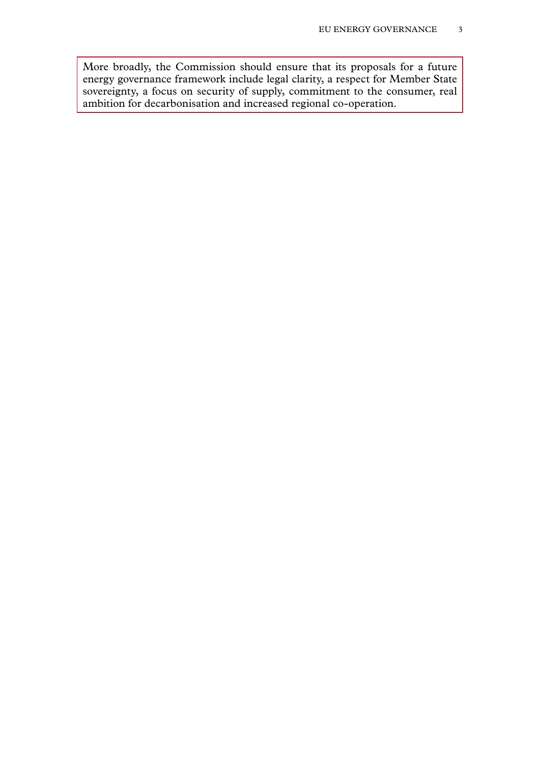More broadly, the Commission should ensure that its proposals for a future energy governance framework include legal clarity, a respect for Member State sovereignty, a focus on security of supply, commitment to the consumer, real ambition for decarbonisation and increased regional co-operation.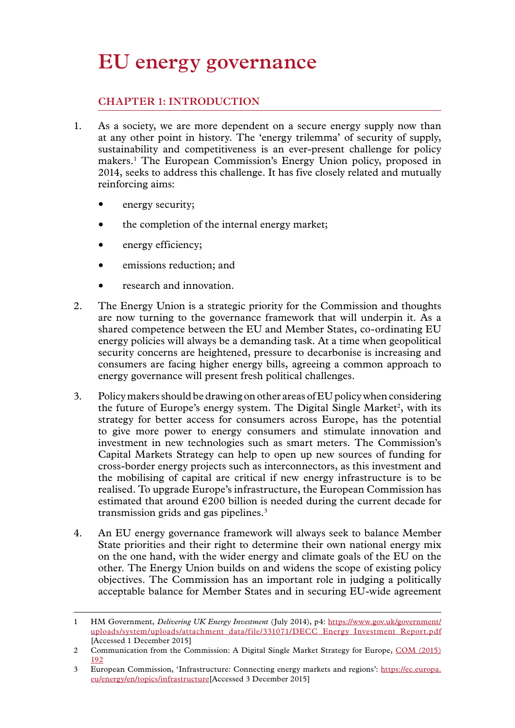# EU energy governance

## CHAPTER 1: INTRODUCTION

1. As a society, we are more dependent on a secure energy supply now than at any other point in history. The 'energy trilemma' of security of supply, sustainability and competitiveness is an ever-present challenge for policy makers.[1] The European Commission's Energy Union policy, proposed in 2014, seeks to address this challenge. It has five closely related and mutually reinforcing aims:

    - energy security;
    - the completion of the internal energy market;
    - energy efficiency;
    - emissions reduction; and
    - research and innovation.

2. The Energy Union is a strategic priority for the Commission and thoughts are now turning to the governance framework that will underpin it. As a shared competence between the EU and Member States, co-ordinating EU energy policies will always be a demanding task. At a time when geopolitical security concerns are heightened, pressure to decarbonise is increasing and consumers are facing higher energy bills, agreeing a common approach to energy governance will present fresh political challenges.

3. Policy makers should be drawing on other areas of EU policy when considering the future of Europe's energy system. The Digital Single Market[2], with its strategy for better access for consumers across Europe, has the potential to give more power to energy consumers and stimulate innovation and investment in new technologies such as smart meters. The Commission's Capital Markets Strategy can help to open up new sources of funding for cross-border energy projects such as interconnectors, as this investment and the mobilising of capital are critical if new energy infrastructure is to be realised. To upgrade Europe's infrastructure, the European Commission has estimated that around €200 billion is needed during the current decade for transmission grids and gas pipelines.[3]

4. An EU energy governance framework will always seek to balance Member State priorities and their right to determine their own national energy mix on the one hand, with the wider energy and climate goals of the EU on the other. The Energy Union builds on and widens the scope of existing policy objectives. The Commission has an important role in judging a politically acceptable balance for Member States and in securing EU-wide agreement

---

1 HM Government, *Delivering UK Energy Investment* (July 2014), p4: https://www.gov.uk/government/uploads/system/uploads/attachment_data/file/331071/DECC_Energy_Investment_Report.pdf [Accessed 1 December 2015]

2 Communication from the Commission: A Digital Single Market Strategy for Europe, COM (2015) 192

3 European Commission, 'Infrastructure: Connecting energy markets and regions': https://ec.europa.eu/energy/en/topics/infrastructure[Accessed 3 December 2015]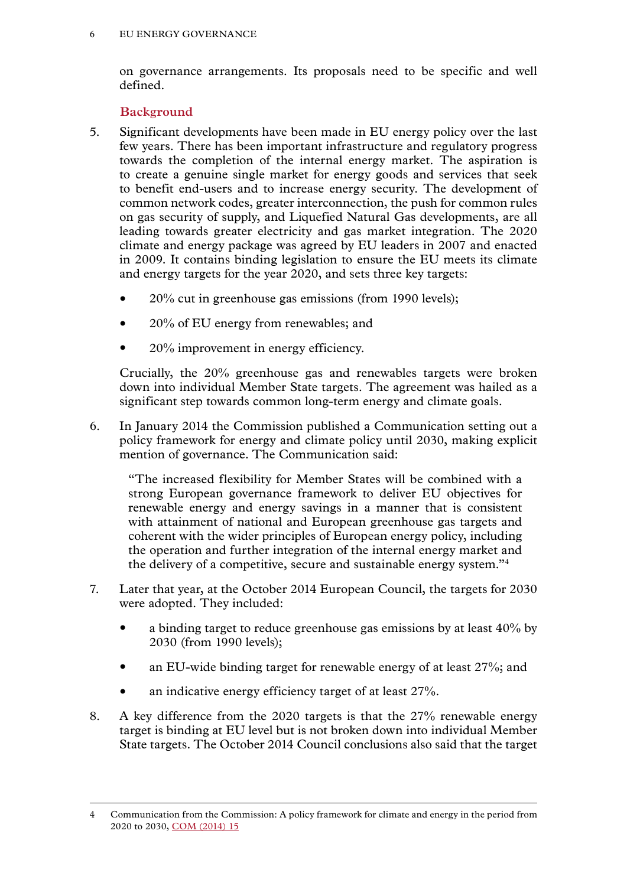on governance arrangements. Its proposals need to be specific and well defined.

## Background

5. Significant developments have been made in EU energy policy over the last few years. There has been important infrastructure and regulatory progress towards the completion of the internal energy market. The aspiration is to create a genuine single market for energy goods and services that seek to benefit end-users and to increase energy security. The development of common network codes, greater interconnection, the push for common rules on gas security of supply, and Liquefied Natural Gas developments, are all leading towards greater electricity and gas market integration. The 2020 climate and energy package was agreed by EU leaders in 2007 and enacted in 2009. It contains binding legislation to ensure the EU meets its climate and energy targets for the year 2020, and sets three key targets:

   - 20% cut in greenhouse gas emissions (from 1990 levels);
   - 20% of EU energy from renewables; and
   - 20% improvement in energy efficiency.

   Crucially, the 20% greenhouse gas and renewables targets were broken down into individual Member State targets. The agreement was hailed as a significant step towards common long-term energy and climate goals.

6. In January 2014 the Commission published a Communication setting out a policy framework for energy and climate policy until 2030, making explicit mention of governance. The Communication said:

   > "The increased flexibility for Member States will be combined with a strong European governance framework to deliver EU objectives for renewable energy and energy savings in a manner that is consistent with attainment of national and European greenhouse gas targets and coherent with the wider principles of European energy policy, including the operation and further integration of the internal energy market and the delivery of a competitive, secure and sustainable energy system."[4]

7. Later that year, at the October 2014 European Council, the targets for 2030 were adopted. They included:

   - a binding target to reduce greenhouse gas emissions by at least 40% by 2030 (from 1990 levels);
   - an EU-wide binding target for renewable energy of at least 27%; and
   - an indicative energy efficiency target of at least 27%.

8. A key difference from the 2020 targets is that the 27% renewable energy target is binding at EU level but is not broken down into individual Member State targets. The October 2014 Council conclusions also said that the target

---

4 Communication from the Commission: A policy framework for climate and energy in the period from 2020 to 2030, COM (2014) 15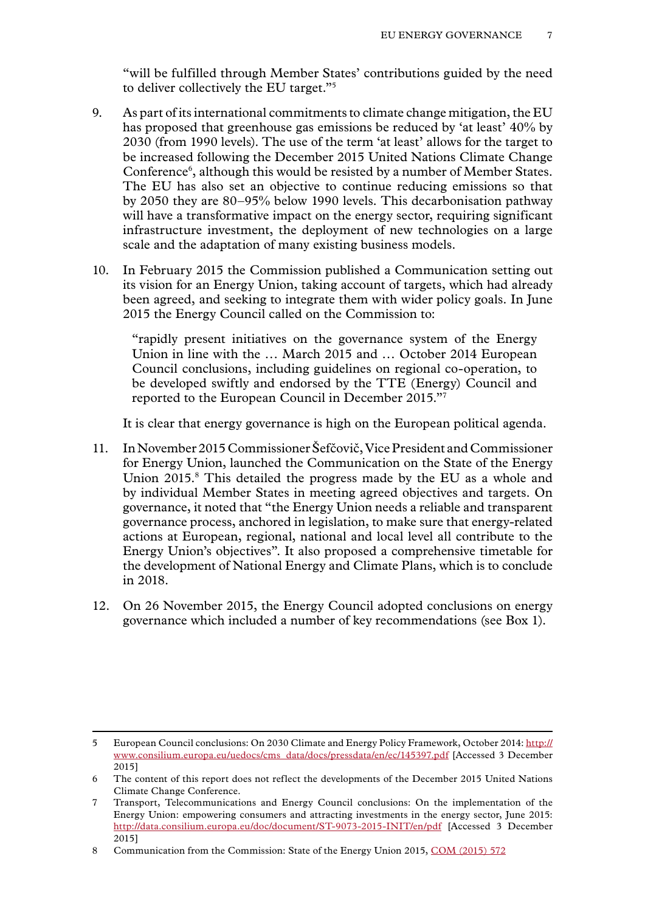"will be fulfilled through Member States' contributions guided by the need to deliver collectively the EU target."[5]

9. As part of its international commitments to climate change mitigation, the EU has proposed that greenhouse gas emissions be reduced by 'at least' 40% by 2030 (from 1990 levels). The use of the term 'at least' allows for the target to be increased following the December 2015 United Nations Climate Change Conference[6], although this would be resisted by a number of Member States. The EU has also set an objective to continue reducing emissions so that by 2050 they are 80–95% below 1990 levels. This decarbonisation pathway will have a transformative impact on the energy sector, requiring significant infrastructure investment, the deployment of new technologies on a large scale and the adaptation of many existing business models.

10. In February 2015 the Commission published a Communication setting out its vision for an Energy Union, taking account of targets, which had already been agreed, and seeking to integrate them with wider policy goals. In June 2015 the Energy Council called on the Commission to:

   > "rapidly present initiatives on the governance system of the Energy Union in line with the … March 2015 and … October 2014 European Council conclusions, including guidelines on regional co-operation, to be developed swiftly and endorsed by the TTE (Energy) Council and reported to the European Council in December 2015."[7]

   It is clear that energy governance is high on the European political agenda.

11. In November 2015 Commissioner Šefčovič, Vice President and Commissioner for Energy Union, launched the Communication on the State of the Energy Union 2015.[8] This detailed the progress made by the EU as a whole and by individual Member States in meeting agreed objectives and targets. On governance, it noted that "the Energy Union needs a reliable and transparent governance process, anchored in legislation, to make sure that energy-related actions at European, regional, national and local level all contribute to the Energy Union's objectives". It also proposed a comprehensive timetable for the development of National Energy and Climate Plans, which is to conclude in 2018.

12. On 26 November 2015, the Energy Council adopted conclusions on energy governance which included a number of key recommendations (see Box 1).

---

5 European Council conclusions: On 2030 Climate and Energy Policy Framework, October 2014: http://www.consilium.europa.eu/uedocs/cms_data/docs/pressdata/en/ec/145397.pdf [Accessed 3 December 2015]

6 The content of this report does not reflect the developments of the December 2015 United Nations Climate Change Conference.

7 Transport, Telecommunications and Energy Council conclusions: On the implementation of the Energy Union: empowering consumers and attracting investments in the energy sector, June 2015: http://data.consilium.europa.eu/doc/document/ST-9073-2015-INIT/en/pdf [Accessed 3 December 2015]

8 Communication from the Commission: State of the Energy Union 2015, COM (2015) 572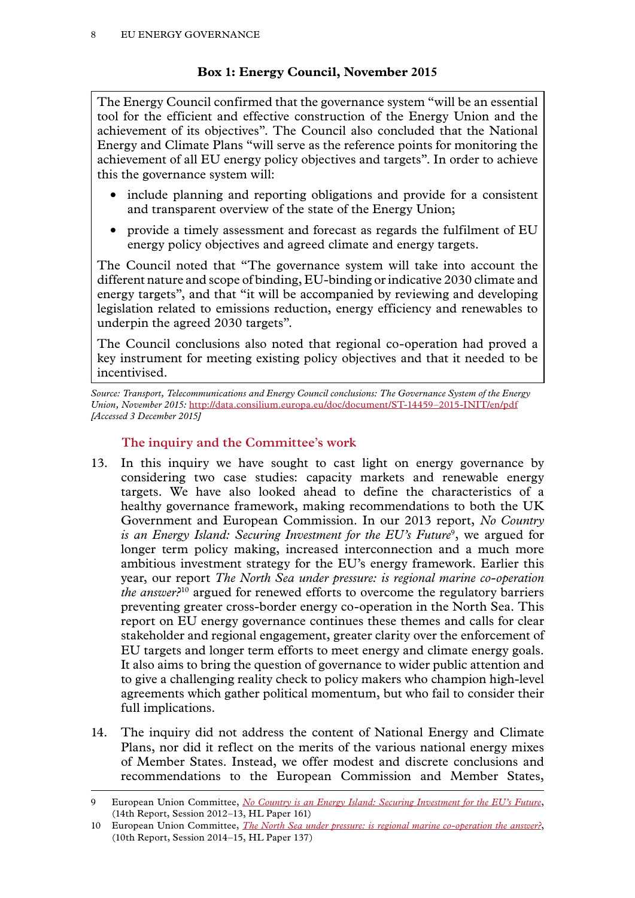**Box 1: Energy Council, November 2015**

The Energy Council confirmed that the governance system "will be an essential tool for the efficient and effective construction of the Energy Union and the achievement of its objectives". The Council also concluded that the National Energy and Climate Plans "will serve as the reference points for monitoring the achievement of all EU energy policy objectives and targets". In order to achieve this the governance system will:

- include planning and reporting obligations and provide for a consistent and transparent overview of the state of the Energy Union;
- provide a timely assessment and forecast as regards the fulfilment of EU energy policy objectives and agreed climate and energy targets.

The Council noted that "The governance system will take into account the different nature and scope of binding, EU-binding or indicative 2030 climate and energy targets", and that "it will be accompanied by reviewing and developing legislation related to emissions reduction, energy efficiency and renewables to underpin the agreed 2030 targets".

The Council conclusions also noted that regional co-operation had proved a key instrument for meeting existing policy objectives and that it needed to be incentivised.

*Source: Transport, Telecommunications and Energy Council conclusions: The Governance System of the Energy Union, November 2015:* http://data.consilium.europa.eu/doc/document/ST-14459–2015-INIT/en/pdf *[Accessed 3 December 2015]*

### The inquiry and the Committee's work

13. In this inquiry we have sought to cast light on energy governance by considering two case studies: capacity markets and renewable energy targets. We have also looked ahead to define the characteristics of a healthy governance framework, making recommendations to both the UK Government and European Commission. In our 2013 report, *No Country is an Energy Island: Securing Investment for the EU's Future*[9], we argued for longer term policy making, increased interconnection and a much more ambitious investment strategy for the EU's energy framework. Earlier this year, our report *The North Sea under pressure: is regional marine co-operation the answer?*[10] argued for renewed efforts to overcome the regulatory barriers preventing greater cross-border energy co-operation in the North Sea. This report on EU energy governance continues these themes and calls for clear stakeholder and regional engagement, greater clarity over the enforcement of EU targets and longer term efforts to meet energy and climate energy goals. It also aims to bring the question of governance to wider public attention and to give a challenging reality check to policy makers who champion high-level agreements which gather political momentum, but who fail to consider their full implications.

14. The inquiry did not address the content of National Energy and Climate Plans, nor did it reflect on the merits of the various national energy mixes of Member States. Instead, we offer modest and discrete conclusions and recommendations to the European Commission and Member States,

9 European Union Committee, *No Country is an Energy Island: Securing Investment for the EU's Future*, (14th Report, Session 2012–13, HL Paper 161)

10 European Union Committee, *The North Sea under pressure: is regional marine co-operation the answer?*, (10th Report, Session 2014–15, HL Paper 137)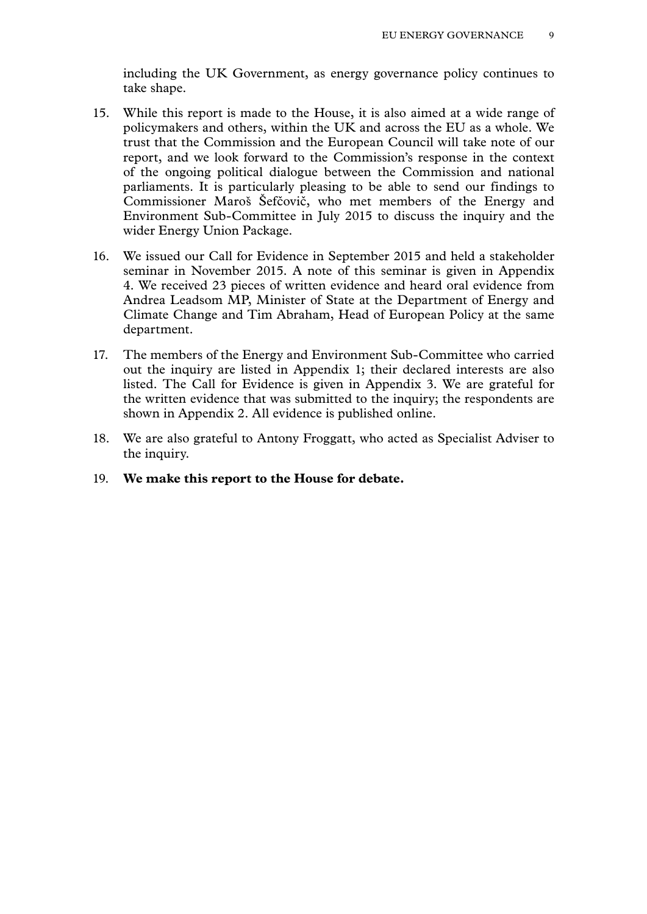including the UK Government, as energy governance policy continues to take shape.

15. While this report is made to the House, it is also aimed at a wide range of policymakers and others, within the UK and across the EU as a whole. We trust that the Commission and the European Council will take note of our report, and we look forward to the Commission's response in the context of the ongoing political dialogue between the Commission and national parliaments. It is particularly pleasing to be able to send our findings to Commissioner Maroš Šefčovič, who met members of the Energy and Environment Sub-Committee in July 2015 to discuss the inquiry and the wider Energy Union Package.

16. We issued our Call for Evidence in September 2015 and held a stakeholder seminar in November 2015. A note of this seminar is given in Appendix 4. We received 23 pieces of written evidence and heard oral evidence from Andrea Leadsom MP, Minister of State at the Department of Energy and Climate Change and Tim Abraham, Head of European Policy at the same department.

17. The members of the Energy and Environment Sub-Committee who carried out the inquiry are listed in Appendix 1; their declared interests are also listed. The Call for Evidence is given in Appendix 3. We are grateful for the written evidence that was submitted to the inquiry; the respondents are shown in Appendix 2. All evidence is published online.

18. We are also grateful to Antony Froggatt, who acted as Specialist Adviser to the inquiry.

19. **We make this report to the House for debate.**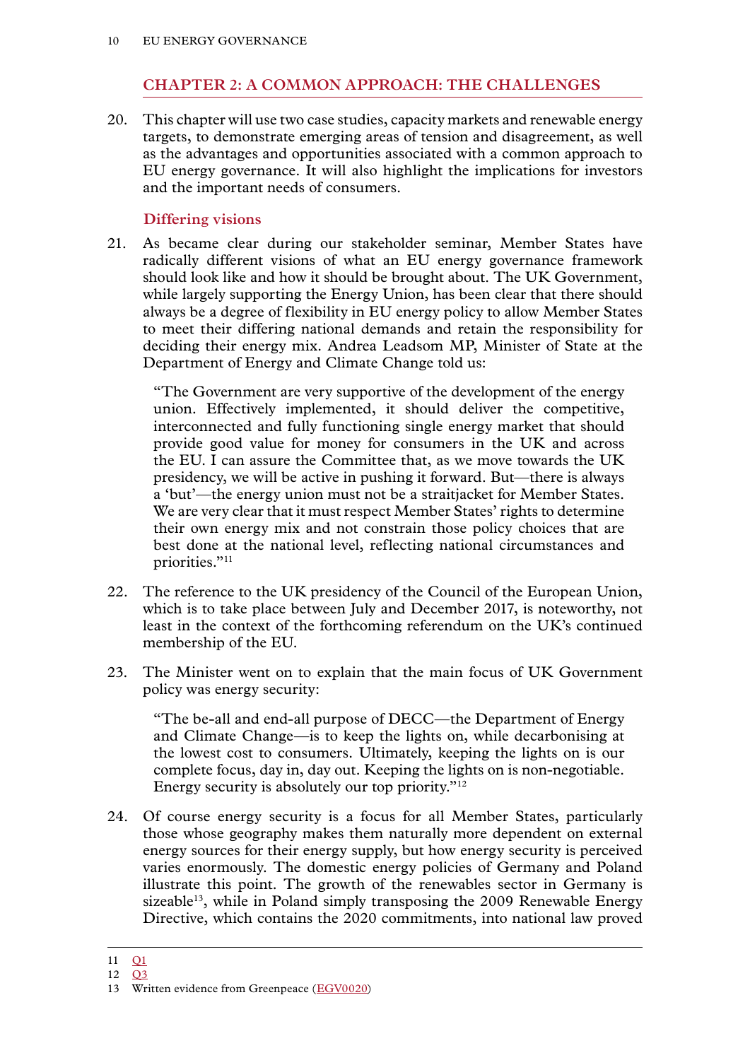## CHAPTER 2: A COMMON APPROACH: THE CHALLENGES

20. This chapter will use two case studies, capacity markets and renewable energy targets, to demonstrate emerging areas of tension and disagreement, as well as the advantages and opportunities associated with a common approach to EU energy governance. It will also highlight the implications for investors and the important needs of consumers.

### Differing visions

21. As became clear during our stakeholder seminar, Member States have radically different visions of what an EU energy governance framework should look like and how it should be brought about. The UK Government, while largely supporting the Energy Union, has been clear that there should always be a degree of flexibility in EU energy policy to allow Member States to meet their differing national demands and retain the responsibility for deciding their energy mix. Andrea Leadsom MP, Minister of State at the Department of Energy and Climate Change told us:

> "The Government are very supportive of the development of the energy union. Effectively implemented, it should deliver the competitive, interconnected and fully functioning single energy market that should provide good value for money for consumers in the UK and across the EU. I can assure the Committee that, as we move towards the UK presidency, we will be active in pushing it forward. But—there is always a 'but'—the energy union must not be a straitjacket for Member States. We are very clear that it must respect Member States' rights to determine their own energy mix and not constrain those policy choices that are best done at the national level, reflecting national circumstances and priorities."[11]

22. The reference to the UK presidency of the Council of the European Union, which is to take place between July and December 2017, is noteworthy, not least in the context of the forthcoming referendum on the UK's continued membership of the EU.

23. The Minister went on to explain that the main focus of UK Government policy was energy security:

> "The be-all and end-all purpose of DECC—the Department of Energy and Climate Change—is to keep the lights on, while decarbonising at the lowest cost to consumers. Ultimately, keeping the lights on is our complete focus, day in, day out. Keeping the lights on is non-negotiable. Energy security is absolutely our top priority."[12]

24. Of course energy security is a focus for all Member States, particularly those whose geography makes them naturally more dependent on external energy sources for their energy supply, but how energy security is perceived varies enormously. The domestic energy policies of Germany and Poland illustrate this point. The growth of the renewables sector in Germany is sizeable[13], while in Poland simply transposing the 2009 Renewable Energy Directive, which contains the 2020 commitments, into national law proved

---

11 Q1

12 Q3

13 Written evidence from Greenpeace (EGV0020)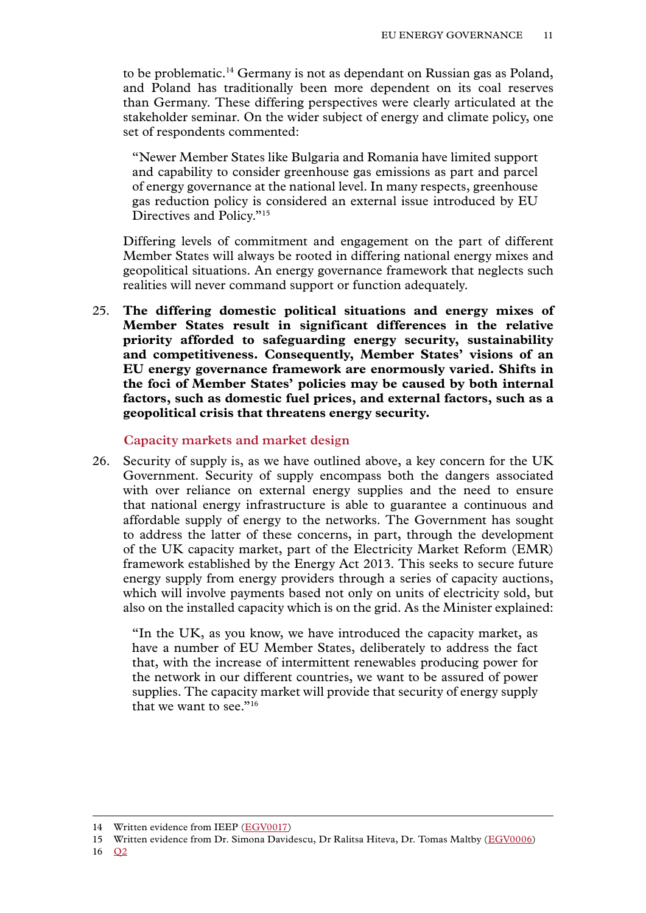to be problematic.[14] Germany is not as dependant on Russian gas as Poland, and Poland has traditionally been more dependent on its coal reserves than Germany. These differing perspectives were clearly articulated at the stakeholder seminar. On the wider subject of energy and climate policy, one set of respondents commented:

> "Newer Member States like Bulgaria and Romania have limited support and capability to consider greenhouse gas emissions as part and parcel of energy governance at the national level. In many respects, greenhouse gas reduction policy is considered an external issue introduced by EU Directives and Policy."[15]

Differing levels of commitment and engagement on the part of different Member States will always be rooted in differing national energy mixes and geopolitical situations. An energy governance framework that neglects such realities will never command support or function adequately.

25. **The differing domestic political situations and energy mixes of Member States result in significant differences in the relative priority afforded to safeguarding energy security, sustainability and competitiveness. Consequently, Member States' visions of an EU energy governance framework are enormously varied. Shifts in the foci of Member States' policies may be caused by both internal factors, such as domestic fuel prices, and external factors, such as a geopolitical crisis that threatens energy security.**

### Capacity markets and market design

26. Security of supply is, as we have outlined above, a key concern for the UK Government. Security of supply encompass both the dangers associated with over reliance on external energy supplies and the need to ensure that national energy infrastructure is able to guarantee a continuous and affordable supply of energy to the networks. The Government has sought to address the latter of these concerns, in part, through the development of the UK capacity market, part of the Electricity Market Reform (EMR) framework established by the Energy Act 2013. This seeks to secure future energy supply from energy providers through a series of capacity auctions, which will involve payments based not only on units of electricity sold, but also on the installed capacity which is on the grid. As the Minister explained:

> "In the UK, as you know, we have introduced the capacity market, as have a number of EU Member States, deliberately to address the fact that, with the increase of intermittent renewables producing power for the network in our different countries, we want to be assured of power supplies. The capacity market will provide that security of energy supply that we want to see."[16]

14 Written evidence from IEEP (EGV0017)

15 Written evidence from Dr. Simona Davidescu, Dr Ralitsa Hiteva, Dr. Tomas Maltby (EGV0006)

16 Q2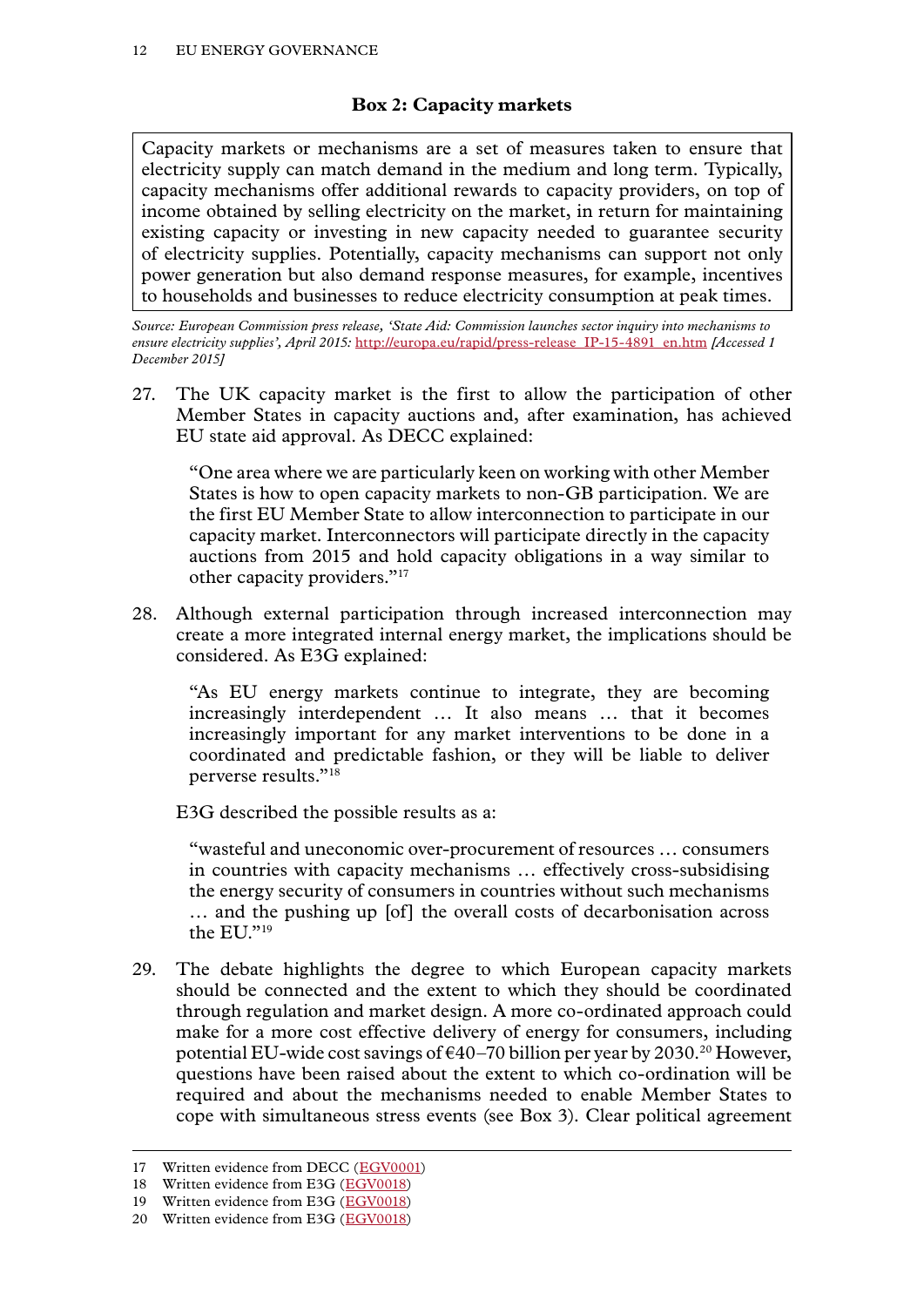### Box 2: Capacity markets

Capacity markets or mechanisms are a set of measures taken to ensure that electricity supply can match demand in the medium and long term. Typically, capacity mechanisms offer additional rewards to capacity providers, on top of income obtained by selling electricity on the market, in return for maintaining existing capacity or investing in new capacity needed to guarantee security of electricity supplies. Potentially, capacity mechanisms can support not only power generation but also demand response measures, for example, incentives to households and businesses to reduce electricity consumption at peak times.

*Source: European Commission press release, 'State Aid: Commission launches sector inquiry into mechanisms to ensure electricity supplies', April 2015:* http://europa.eu/rapid/press-release_IP-15-4891_en.htm *[Accessed 1 December 2015]*

27. The UK capacity market is the first to allow the participation of other Member States in capacity auctions and, after examination, has achieved EU state aid approval. As DECC explained:

> "One area where we are particularly keen on working with other Member States is how to open capacity markets to non-GB participation. We are the first EU Member State to allow interconnection to participate in our capacity market. Interconnectors will participate directly in the capacity auctions from 2015 and hold capacity obligations in a way similar to other capacity providers."[17]

28. Although external participation through increased interconnection may create a more integrated internal energy market, the implications should be considered. As E3G explained:

> "As EU energy markets continue to integrate, they are becoming increasingly interdependent … It also means … that it becomes increasingly important for any market interventions to be done in a coordinated and predictable fashion, or they will be liable to deliver perverse results."[18]

E3G described the possible results as a:

> "wasteful and uneconomic over-procurement of resources … consumers in countries with capacity mechanisms … effectively cross-subsidising the energy security of consumers in countries without such mechanisms … and the pushing up [of] the overall costs of decarbonisation across the EU."[19]

29. The debate highlights the degree to which European capacity markets should be connected and the extent to which they should be coordinated through regulation and market design. A more co-ordinated approach could make for a more cost effective delivery of energy for consumers, including potential EU-wide cost savings of €40–70 billion per year by 2030.[20] However, questions have been raised about the extent to which co-ordination will be required and about the mechanisms needed to enable Member States to cope with simultaneous stress events (see Box 3). Clear political agreement

---

17 Written evidence from DECC (EGV0001)

18 Written evidence from E3G (EGV0018)

19 Written evidence from E3G (EGV0018)

20 Written evidence from E3G (EGV0018)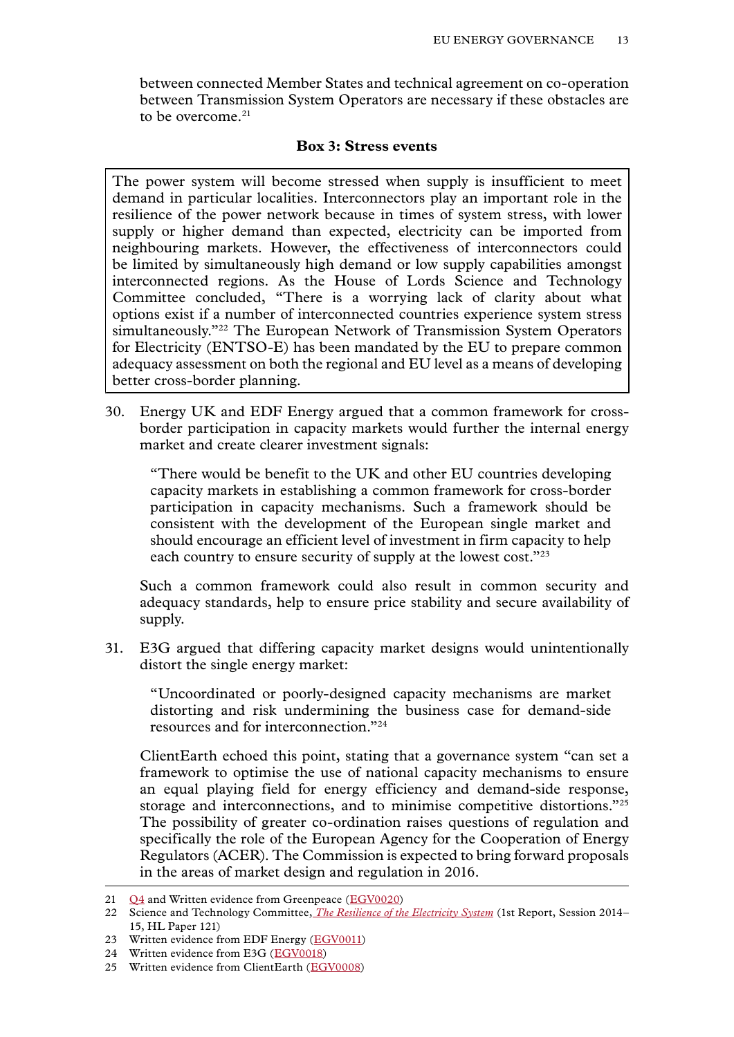between connected Member States and technical agreement on co-operation between Transmission System Operators are necessary if these obstacles are to be overcome.[21]

**Box 3: Stress events**

> The power system will become stressed when supply is insufficient to meet demand in particular localities. Interconnectors play an important role in the resilience of the power network because in times of system stress, with lower supply or higher demand than expected, electricity can be imported from neighbouring markets. However, the effectiveness of interconnectors could be limited by simultaneously high demand or low supply capabilities amongst interconnected regions. As the House of Lords Science and Technology Committee concluded, "There is a worrying lack of clarity about what options exist if a number of interconnected countries experience system stress simultaneously."[22] The European Network of Transmission System Operators for Electricity (ENTSO-E) has been mandated by the EU to prepare common adequacy assessment on both the regional and EU level as a means of developing better cross-border planning.

30. Energy UK and EDF Energy argued that a common framework for cross-border participation in capacity markets would further the internal energy market and create clearer investment signals:

    > "There would be benefit to the UK and other EU countries developing capacity markets in establishing a common framework for cross-border participation in capacity mechanisms. Such a framework should be consistent with the development of the European single market and should encourage an efficient level of investment in firm capacity to help each country to ensure security of supply at the lowest cost."[23]

    Such a common framework could also result in common security and adequacy standards, help to ensure price stability and secure availability of supply.

31. E3G argued that differing capacity market designs would unintentionally distort the single energy market:

    > "Uncoordinated or poorly-designed capacity mechanisms are market distorting and risk undermining the business case for demand-side resources and for interconnection."[24]

    ClientEarth echoed this point, stating that a governance system "can set a framework to optimise the use of national capacity mechanisms to ensure an equal playing field for energy efficiency and demand-side response, storage and interconnections, and to minimise competitive distortions."[25] The possibility of greater co-ordination raises questions of regulation and specifically the role of the European Agency for the Cooperation of Energy Regulators (ACER). The Commission is expected to bring forward proposals in the areas of market design and regulation in 2016.

---

21 Q4 and Written evidence from Greenpeace (EGV0020)

22 Science and Technology Committee, *The Resilience of the Electricity System* (1st Report, Session 2014–15, HL Paper 121)

23 Written evidence from EDF Energy (EGV0011)

24 Written evidence from E3G (EGV0018)

25 Written evidence from ClientEarth (EGV0008)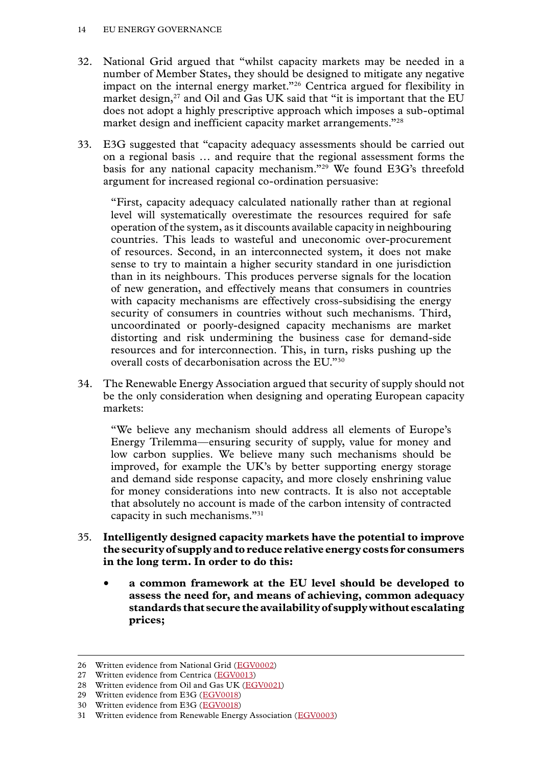32. National Grid argued that "whilst capacity markets may be needed in a number of Member States, they should be designed to mitigate any negative impact on the internal energy market."[26] Centrica argued for flexibility in market design,[27] and Oil and Gas UK said that "it is important that the EU does not adopt a highly prescriptive approach which imposes a sub-optimal market design and inefficient capacity market arrangements."[28]

33. E3G suggested that "capacity adequacy assessments should be carried out on a regional basis … and require that the regional assessment forms the basis for any national capacity mechanism."[29] We found E3G's threefold argument for increased regional co-ordination persuasive:

> "First, capacity adequacy calculated nationally rather than at regional level will systematically overestimate the resources required for safe operation of the system, as it discounts available capacity in neighbouring countries. This leads to wasteful and uneconomic over-procurement of resources. Second, in an interconnected system, it does not make sense to try to maintain a higher security standard in one jurisdiction than in its neighbours. This produces perverse signals for the location of new generation, and effectively means that consumers in countries with capacity mechanisms are effectively cross-subsidising the energy security of consumers in countries without such mechanisms. Third, uncoordinated or poorly-designed capacity mechanisms are market distorting and risk undermining the business case for demand-side resources and for interconnection. This, in turn, risks pushing up the overall costs of decarbonisation across the EU."[30]

34. The Renewable Energy Association argued that security of supply should not be the only consideration when designing and operating European capacity markets:

> "We believe any mechanism should address all elements of Europe's Energy Trilemma—ensuring security of supply, value for money and low carbon supplies. We believe many such mechanisms should be improved, for example the UK's by better supporting energy storage and demand side response capacity, and more closely enshrining value for money considerations into new contracts. It is also not acceptable that absolutely no account is made of the carbon intensity of contracted capacity in such mechanisms."[31]

35. **Intelligently designed capacity markets have the potential to improve the security of supply and to reduce relative energy costs for consumers in the long term. In order to do this:**

    - **a common framework at the EU level should be developed to assess the need for, and means of achieving, common adequacy standards that secure the availability of supply without escalating prices;**

---

26 Written evidence from National Grid (EGV0002)

27 Written evidence from Centrica (EGV0013)

28 Written evidence from Oil and Gas UK (EGV0021)

29 Written evidence from E3G (EGV0018)

30 Written evidence from E3G (EGV0018)

31 Written evidence from Renewable Energy Association (EGV0003)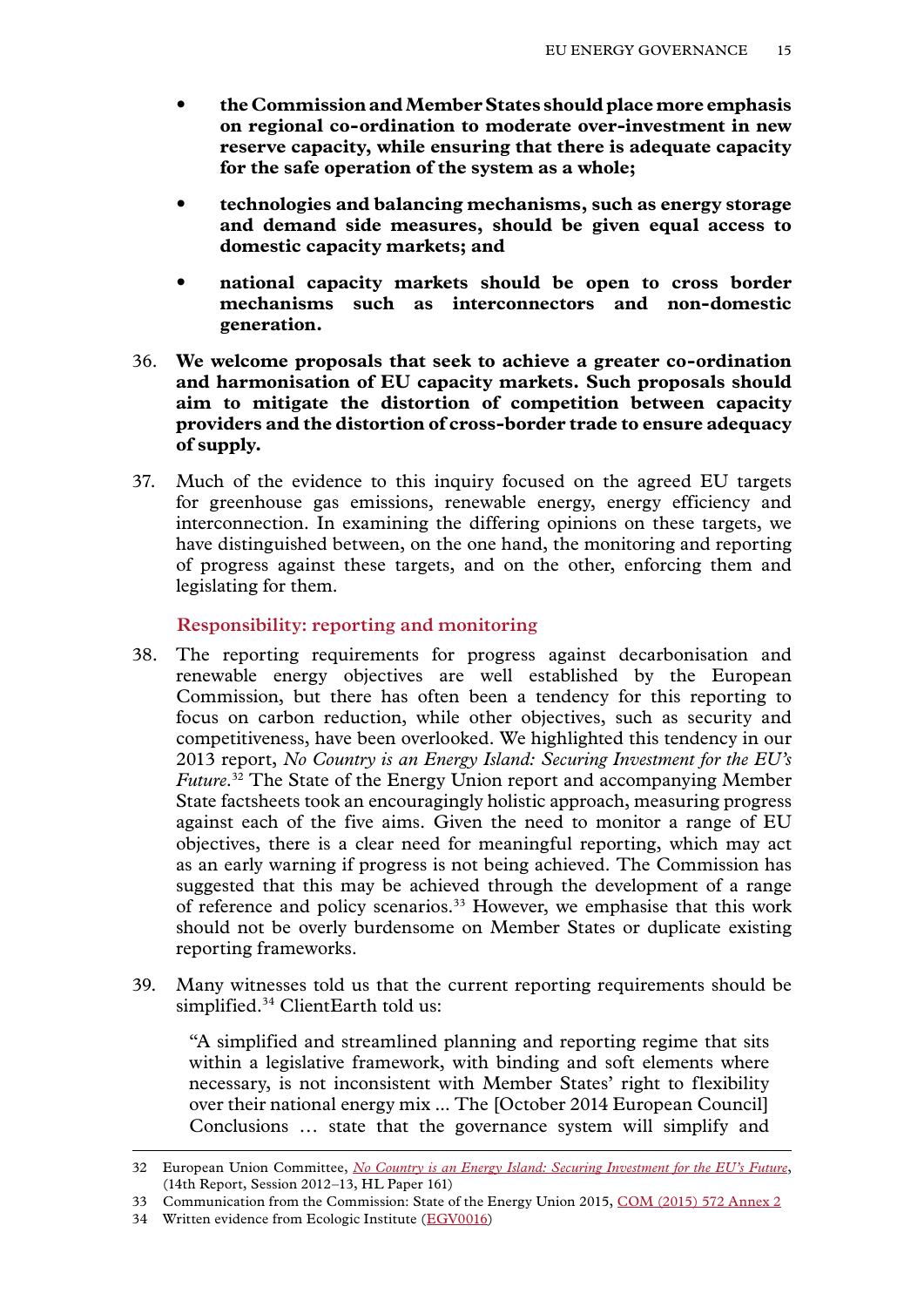- **the Commission and Member States should place more emphasis on regional co-ordination to moderate over-investment in new reserve capacity, while ensuring that there is adequate capacity for the safe operation of the system as a whole;**
- **technologies and balancing mechanisms, such as energy storage and demand side measures, should be given equal access to domestic capacity markets; and**
- **national capacity markets should be open to cross border mechanisms such as interconnectors and non-domestic generation.**

36. **We welcome proposals that seek to achieve a greater co-ordination and harmonisation of EU capacity markets. Such proposals should aim to mitigate the distortion of competition between capacity providers and the distortion of cross-border trade to ensure adequacy of supply.**

37. Much of the evidence to this inquiry focused on the agreed EU targets for greenhouse gas emissions, renewable energy, energy efficiency and interconnection. In examining the differing opinions on these targets, we have distinguished between, on the one hand, the monitoring and reporting of progress against these targets, and on the other, enforcing them and legislating for them.

### Responsibility: reporting and monitoring

38. The reporting requirements for progress against decarbonisation and renewable energy objectives are well established by the European Commission, but there has often been a tendency for this reporting to focus on carbon reduction, while other objectives, such as security and competitiveness, have been overlooked. We highlighted this tendency in our 2013 report, *No Country is an Energy Island: Securing Investment for the EU's Future*.[32] The State of the Energy Union report and accompanying Member State factsheets took an encouragingly holistic approach, measuring progress against each of the five aims. Given the need to monitor a range of EU objectives, there is a clear need for meaningful reporting, which may act as an early warning if progress is not being achieved. The Commission has suggested that this may be achieved through the development of a range of reference and policy scenarios.[33] However, we emphasise that this work should not be overly burdensome on Member States or duplicate existing reporting frameworks.

39. Many witnesses told us that the current reporting requirements should be simplified.[34] ClientEarth told us:

> "A simplified and streamlined planning and reporting regime that sits within a legislative framework, with binding and soft elements where necessary, is not inconsistent with Member States' right to flexibility over their national energy mix ... The [October 2014 European Council] Conclusions … state that the governance system will simplify and

---

32 European Union Committee, *No Country is an Energy Island: Securing Investment for the EU's Future*, (14th Report, Session 2012–13, HL Paper 161)

33 Communication from the Commission: State of the Energy Union 2015, COM (2015) 572 Annex 2

34 Written evidence from Ecologic Institute (EGV0016)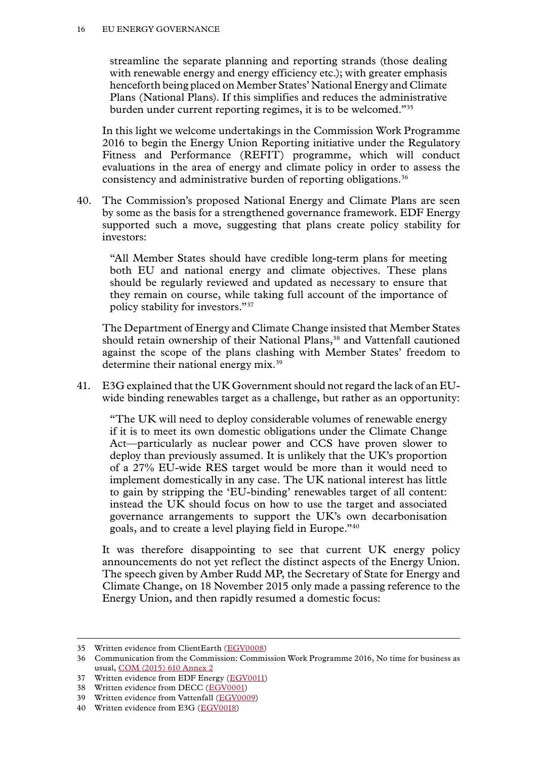> streamline the separate planning and reporting strands (those dealing with renewable energy and energy efficiency etc.); with greater emphasis henceforth being placed on Member States' National Energy and Climate Plans (National Plans). If this simplifies and reduces the administrative burden under current reporting regimes, it is to be welcomed."[35]

In this light we welcome undertakings in the Commission Work Programme 2016 to begin the Energy Union Reporting initiative under the Regulatory Fitness and Performance (REFIT) programme, which will conduct evaluations in the area of energy and climate policy in order to assess the consistency and administrative burden of reporting obligations.[36]

40. The Commission's proposed National Energy and Climate Plans are seen by some as the basis for a strengthened governance framework. EDF Energy supported such a move, suggesting that plans create policy stability for investors:

> "All Member States should have credible long-term plans for meeting both EU and national energy and climate objectives. These plans should be regularly reviewed and updated as necessary to ensure that they remain on course, while taking full account of the importance of policy stability for investors."[37]

The Department of Energy and Climate Change insisted that Member States should retain ownership of their National Plans,[38] and Vattenfall cautioned against the scope of the plans clashing with Member States' freedom to determine their national energy mix.[39]

41. E3G explained that the UK Government should not regard the lack of an EU-wide binding renewables target as a challenge, but rather as an opportunity:

> "The UK will need to deploy considerable volumes of renewable energy if it is to meet its own domestic obligations under the Climate Change Act—particularly as nuclear power and CCS have proven slower to deploy than previously assumed. It is unlikely that the UK's proportion of a 27% EU-wide RES target would be more than it would need to implement domestically in any case. The UK national interest has little to gain by stripping the 'EU-binding' renewables target of all content: instead the UK should focus on how to use the target and associated governance arrangements to support the UK's own decarbonisation goals, and to create a level playing field in Europe."[40]

It was therefore disappointing to see that current UK energy policy announcements do not yet reflect the distinct aspects of the Energy Union. The speech given by Amber Rudd MP, the Secretary of State for Energy and Climate Change, on 18 November 2015 only made a passing reference to the Energy Union, and then rapidly resumed a domestic focus:

---

35 Written evidence from ClientEarth (EGV0008)

36 Communication from the Commission: Commission Work Programme 2016, No time for business as usual, COM (2015) 610 Annex 2

37 Written evidence from EDF Energy (EGV0011)

38 Written evidence from DECC (EGV0001)

39 Written evidence from Vattenfall (EGV0009)

40 Written evidence from E3G (EGV0018)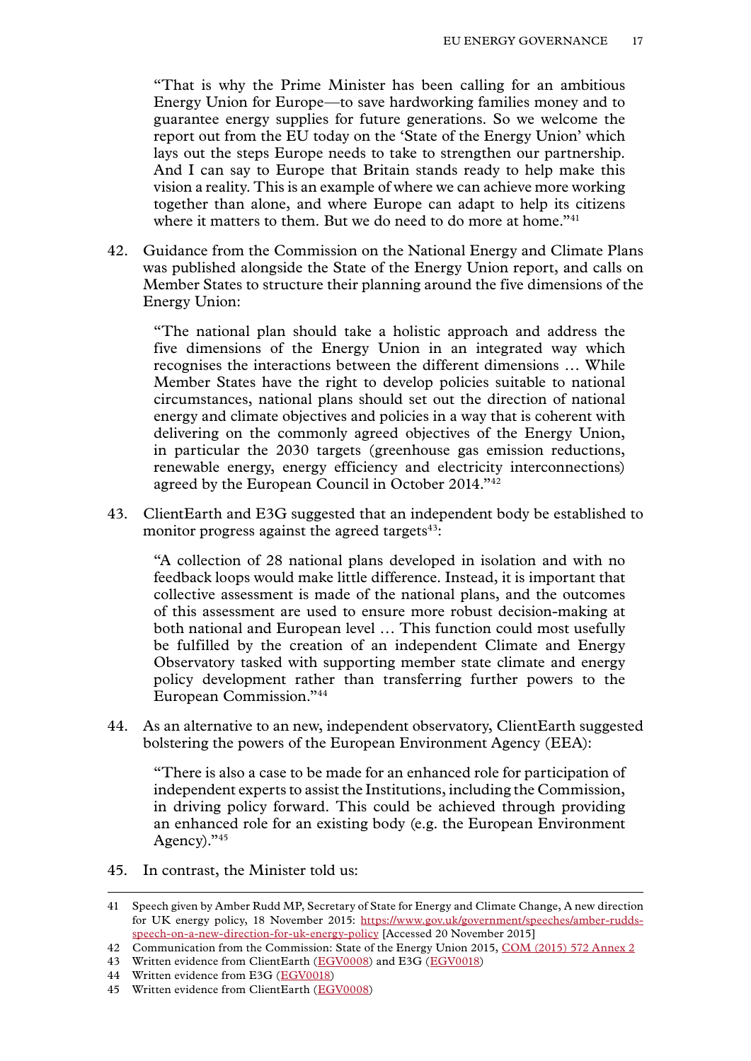"That is why the Prime Minister has been calling for an ambitious Energy Union for Europe—to save hardworking families money and to guarantee energy supplies for future generations. So we welcome the report out from the EU today on the 'State of the Energy Union' which lays out the steps Europe needs to take to strengthen our partnership. And I can say to Europe that Britain stands ready to help make this vision a reality. This is an example of where we can achieve more working together than alone, and where Europe can adapt to help its citizens where it matters to them. But we do need to do more at home."[41]

42. Guidance from the Commission on the National Energy and Climate Plans was published alongside the State of the Energy Union report, and calls on Member States to structure their planning around the five dimensions of the Energy Union:

"The national plan should take a holistic approach and address the five dimensions of the Energy Union in an integrated way which recognises the interactions between the different dimensions … While Member States have the right to develop policies suitable to national circumstances, national plans should set out the direction of national energy and climate objectives and policies in a way that is coherent with delivering on the commonly agreed objectives of the Energy Union, in particular the 2030 targets (greenhouse gas emission reductions, renewable energy, energy efficiency and electricity interconnections) agreed by the European Council in October 2014."[42]

43. ClientEarth and E3G suggested that an independent body be established to monitor progress against the agreed targets[43]:

"A collection of 28 national plans developed in isolation and with no feedback loops would make little difference. Instead, it is important that collective assessment is made of the national plans, and the outcomes of this assessment are used to ensure more robust decision-making at both national and European level … This function could most usefully be fulfilled by the creation of an independent Climate and Energy Observatory tasked with supporting member state climate and energy policy development rather than transferring further powers to the European Commission."[44]

44. As an alternative to an new, independent observatory, ClientEarth suggested bolstering the powers of the European Environment Agency (EEA):

"There is also a case to be made for an enhanced role for participation of independent experts to assist the Institutions, including the Commission, in driving policy forward. This could be achieved through providing an enhanced role for an existing body (e.g. the European Environment Agency)."[45]

45. In contrast, the Minister told us:

---

41 Speech given by Amber Rudd MP, Secretary of State for Energy and Climate Change, A new direction for UK energy policy, 18 November 2015: https://www.gov.uk/government/speeches/amber-rudds-speech-on-a-new-direction-for-uk-energy-policy [Accessed 20 November 2015]

42 Communication from the Commission: State of the Energy Union 2015, COM (2015) 572 Annex 2

43 Written evidence from ClientEarth (EGV0008) and E3G (EGV0018)

44 Written evidence from E3G (EGV0018)

45 Written evidence from ClientEarth (EGV0008)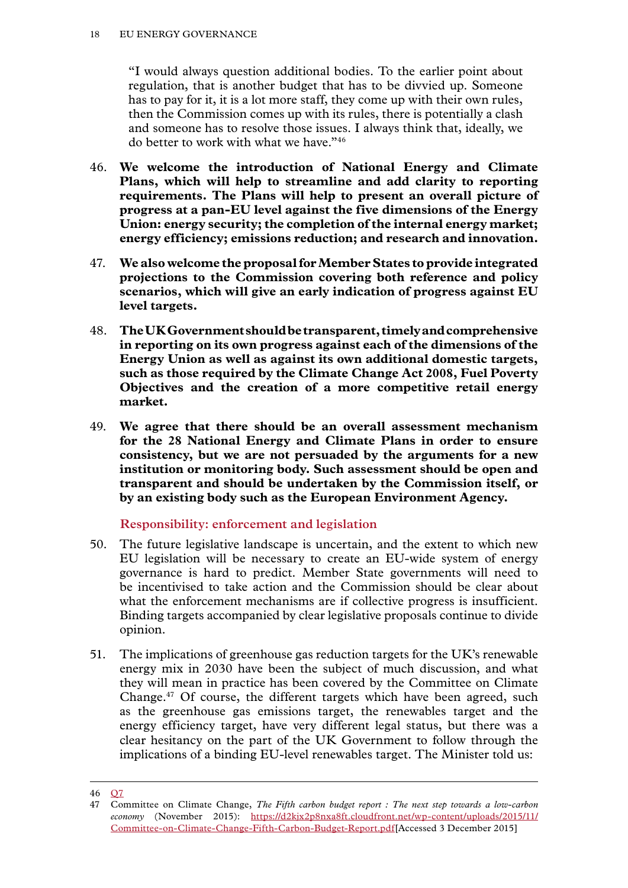"I would always question additional bodies. To the earlier point about regulation, that is another budget that has to be divvied up. Someone has to pay for it, it is a lot more staff, they come up with their own rules, then the Commission comes up with its rules, there is potentially a clash and someone has to resolve those issues. I always think that, ideally, we do better to work with what we have."[46]

46. **We welcome the introduction of National Energy and Climate Plans, which will help to streamline and add clarity to reporting requirements. The Plans will help to present an overall picture of progress at a pan-EU level against the five dimensions of the Energy Union: energy security; the completion of the internal energy market; energy efficiency; emissions reduction; and research and innovation.**

47. **We also welcome the proposal for Member States to provide integrated projections to the Commission covering both reference and policy scenarios, which will give an early indication of progress against EU level targets.**

48. **The UK Government should be transparent, timely and comprehensive in reporting on its own progress against each of the dimensions of the Energy Union as well as against its own additional domestic targets, such as those required by the Climate Change Act 2008, Fuel Poverty Objectives and the creation of a more competitive retail energy market.**

49. **We agree that there should be an overall assessment mechanism for the 28 National Energy and Climate Plans in order to ensure consistency, but we are not persuaded by the arguments for a new institution or monitoring body. Such assessment should be open and transparent and should be undertaken by the Commission itself, or by an existing body such as the European Environment Agency.**

### Responsibility: enforcement and legislation

50. The future legislative landscape is uncertain, and the extent to which new EU legislation will be necessary to create an EU-wide system of energy governance is hard to predict. Member State governments will need to be incentivised to take action and the Commission should be clear about what the enforcement mechanisms are if collective progress is insufficient. Binding targets accompanied by clear legislative proposals continue to divide opinion.

51. The implications of greenhouse gas reduction targets for the UK's renewable energy mix in 2030 have been the subject of much discussion, and what they will mean in practice has been covered by the Committee on Climate Change.[47] Of course, the different targets which have been agreed, such as the greenhouse gas emissions target, the renewables target and the energy efficiency target, have very different legal status, but there was a clear hesitancy on the part of the UK Government to follow through the implications of a binding EU-level renewables target. The Minister told us:

---

46 Q7

47 Committee on Climate Change, *The Fifth carbon budget report : The next step towards a low-carbon economy* (November 2015): https://d2kjx2p8nxa8ft.cloudfront.net/wp-content/uploads/2015/11/Committee-on-Climate-Change-Fifth-Carbon-Budget-Report.pdf[Accessed 3 December 2015]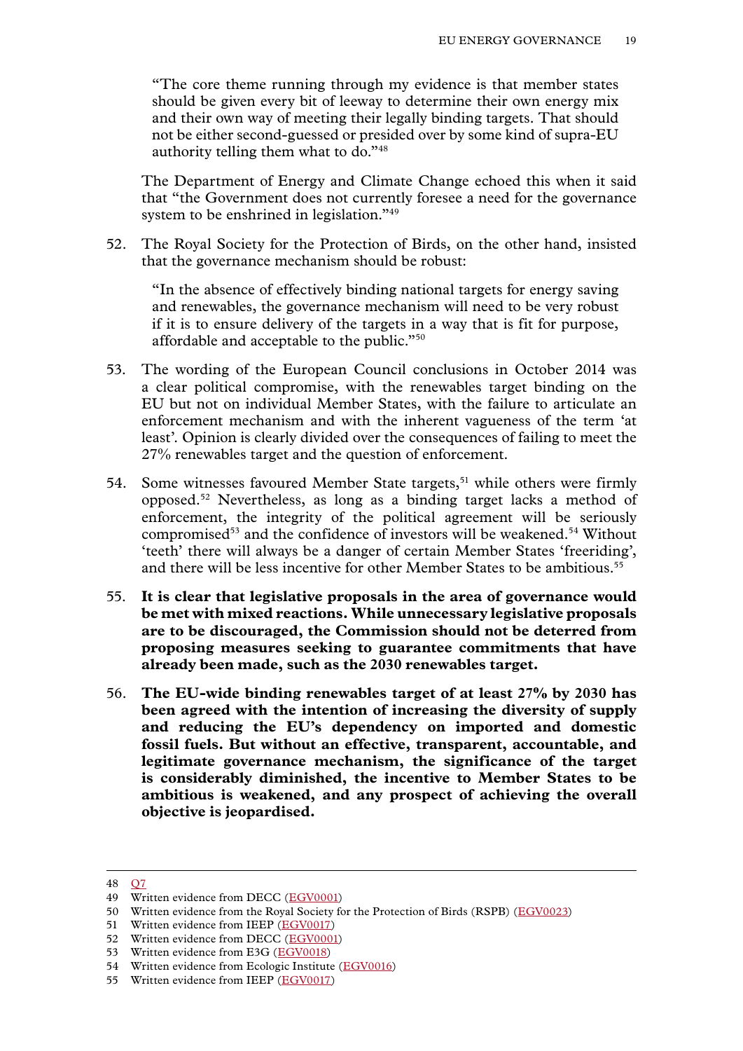"The core theme running through my evidence is that member states should be given every bit of leeway to determine their own energy mix and their own way of meeting their legally binding targets. That should not be either second-guessed or presided over by some kind of supra-EU authority telling them what to do."[48]

The Department of Energy and Climate Change echoed this when it said that "the Government does not currently foresee a need for the governance system to be enshrined in legislation."[49]

52. The Royal Society for the Protection of Birds, on the other hand, insisted that the governance mechanism should be robust:

"In the absence of effectively binding national targets for energy saving and renewables, the governance mechanism will need to be very robust if it is to ensure delivery of the targets in a way that is fit for purpose, affordable and acceptable to the public."[50]

53. The wording of the European Council conclusions in October 2014 was a clear political compromise, with the renewables target binding on the EU but not on individual Member States, with the failure to articulate an enforcement mechanism and with the inherent vagueness of the term 'at least'. Opinion is clearly divided over the consequences of failing to meet the 27% renewables target and the question of enforcement.

54. Some witnesses favoured Member State targets,[51] while others were firmly opposed.[52] Nevertheless, as long as a binding target lacks a method of enforcement, the integrity of the political agreement will be seriously compromised[53] and the confidence of investors will be weakened.[54] Without 'teeth' there will always be a danger of certain Member States 'freeriding', and there will be less incentive for other Member States to be ambitious.[55]

55. **It is clear that legislative proposals in the area of governance would be met with mixed reactions. While unnecessary legislative proposals are to be discouraged, the Commission should not be deterred from proposing measures seeking to guarantee commitments that have already been made, such as the 2030 renewables target.**

56. **The EU-wide binding renewables target of at least 27% by 2030 has been agreed with the intention of increasing the diversity of supply and reducing the EU's dependency on imported and domestic fossil fuels. But without an effective, transparent, accountable, and legitimate governance mechanism, the significance of the target is considerably diminished, the incentive to Member States to be ambitious is weakened, and any prospect of achieving the overall objective is jeopardised.**

---

48 Q7

49 Written evidence from DECC (EGV0001)

50 Written evidence from the Royal Society for the Protection of Birds (RSPB) (EGV0023)

51 Written evidence from IEEP (EGV0017)

52 Written evidence from DECC (EGV0001)

53 Written evidence from E3G (EGV0018)

54 Written evidence from Ecologic Institute (EGV0016)

55 Written evidence from IEEP (EGV0017)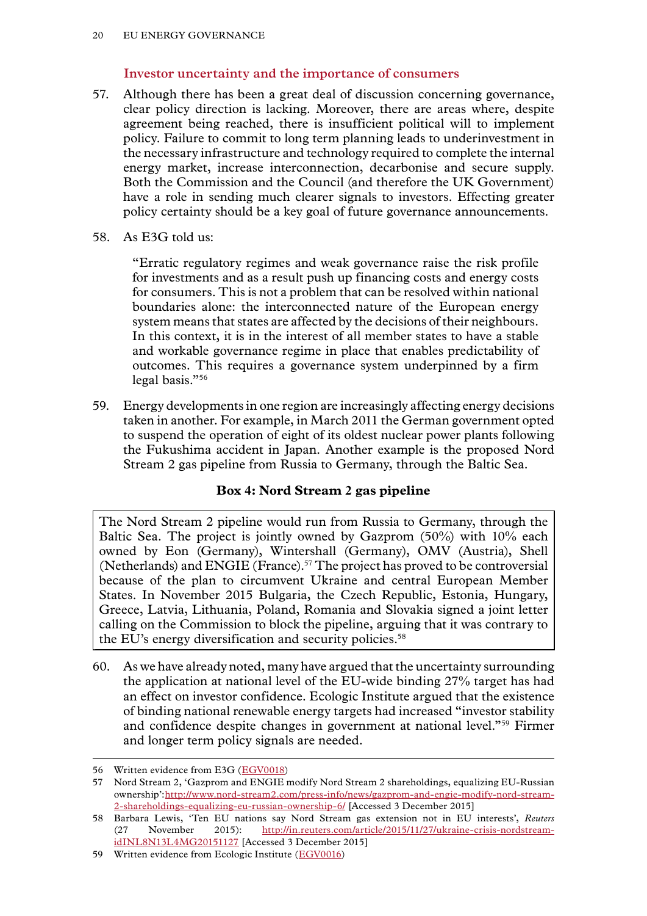### Investor uncertainty and the importance of consumers

57. Although there has been a great deal of discussion concerning governance, clear policy direction is lacking. Moreover, there are areas where, despite agreement being reached, there is insufficient political will to implement policy. Failure to commit to long term planning leads to underinvestment in the necessary infrastructure and technology required to complete the internal energy market, increase interconnection, decarbonise and secure supply. Both the Commission and the Council (and therefore the UK Government) have a role in sending much clearer signals to investors. Effecting greater policy certainty should be a key goal of future governance announcements.

58. As E3G told us:

> "Erratic regulatory regimes and weak governance raise the risk profile for investments and as a result push up financing costs and energy costs for consumers. This is not a problem that can be resolved within national boundaries alone: the interconnected nature of the European energy system means that states are affected by the decisions of their neighbours. In this context, it is in the interest of all member states to have a stable and workable governance regime in place that enables predictability of outcomes. This requires a governance system underpinned by a firm legal basis."[56]

59. Energy developments in one region are increasingly affecting energy decisions taken in another. For example, in March 2011 the German government opted to suspend the operation of eight of its oldest nuclear power plants following the Fukushima accident in Japan. Another example is the proposed Nord Stream 2 gas pipeline from Russia to Germany, through the Baltic Sea.

**Box 4: Nord Stream 2 gas pipeline**

> The Nord Stream 2 pipeline would run from Russia to Germany, through the Baltic Sea. The project is jointly owned by Gazprom (50%) with 10% each owned by Eon (Germany), Wintershall (Germany), OMV (Austria), Shell (Netherlands) and ENGIE (France).[57] The project has proved to be controversial because of the plan to circumvent Ukraine and central European Member States. In November 2015 Bulgaria, the Czech Republic, Estonia, Hungary, Greece, Latvia, Lithuania, Poland, Romania and Slovakia signed a joint letter calling on the Commission to block the pipeline, arguing that it was contrary to the EU's energy diversification and security policies.[58]

60. As we have already noted, many have argued that the uncertainty surrounding the application at national level of the EU-wide binding 27% target has had an effect on investor confidence. Ecologic Institute argued that the existence of binding national renewable energy targets had increased "investor stability and confidence despite changes in government at national level."[59] Firmer and longer term policy signals are needed.

---

56 Written evidence from E3G (EGV0018)

57 Nord Stream 2, 'Gazprom and ENGIE modify Nord Stream 2 shareholdings, equalizing EU-Russian ownership': http://www.nord-stream2.com/press-info/news/gazprom-and-engie-modify-nord-stream-2-shareholdings-equalizing-eu-russian-ownership-6/ [Accessed 3 December 2015]

58 Barbara Lewis, 'Ten EU nations say Nord Stream gas extension not in EU interests', *Reuters* (27 November 2015): http://in.reuters.com/article/2015/11/27/ukraine-crisis-nordstream-idINL8N13L4MG20151127 [Accessed 3 December 2015]

59 Written evidence from Ecologic Institute (EGV0016)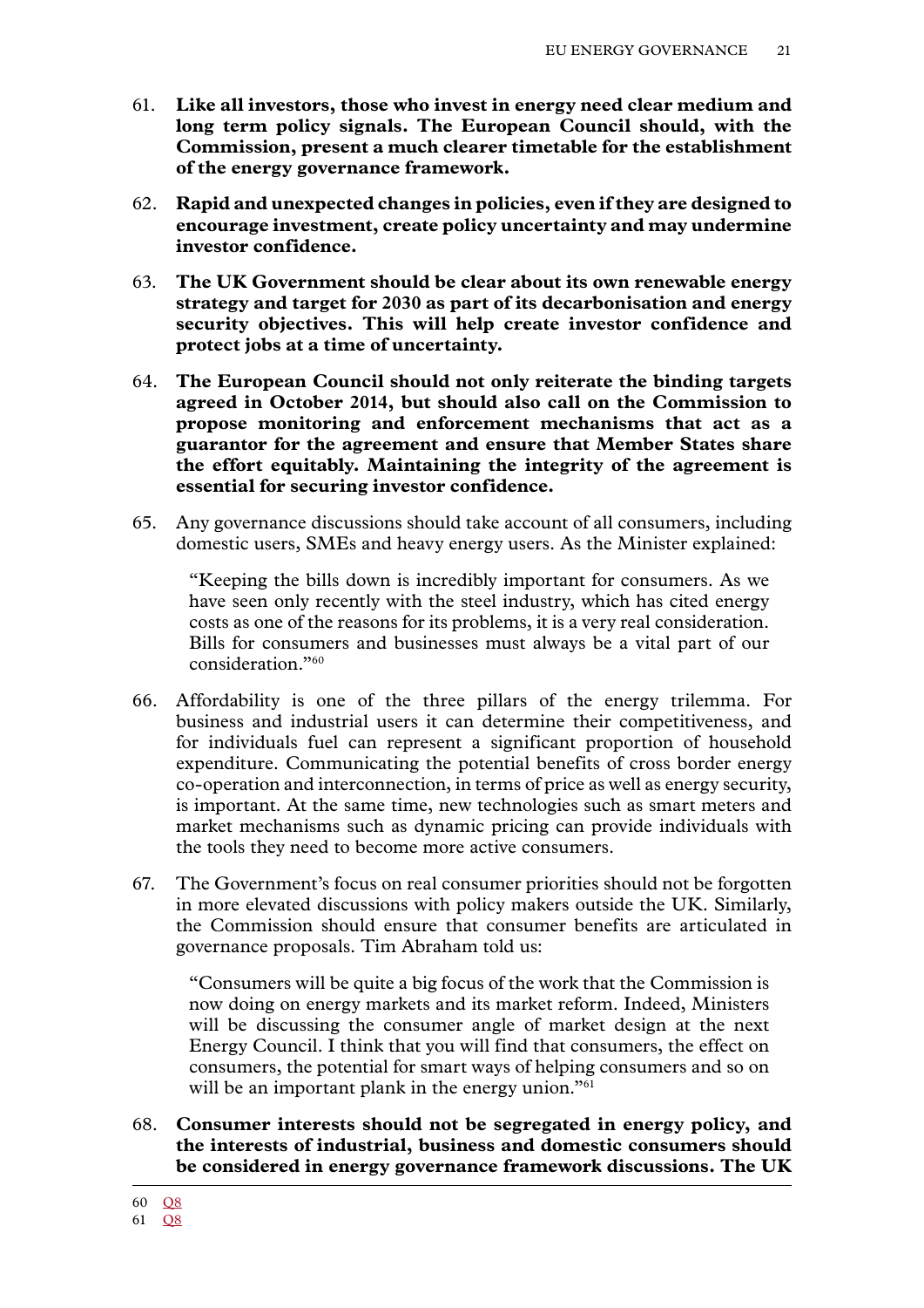61. **Like all investors, those who invest in energy need clear medium and long term policy signals. The European Council should, with the Commission, present a much clearer timetable for the establishment of the energy governance framework.**

62. **Rapid and unexpected changes in policies, even if they are designed to encourage investment, create policy uncertainty and may undermine investor confidence.**

63. **The UK Government should be clear about its own renewable energy strategy and target for 2030 as part of its decarbonisation and energy security objectives. This will help create investor confidence and protect jobs at a time of uncertainty.**

64. **The European Council should not only reiterate the binding targets agreed in October 2014, but should also call on the Commission to propose monitoring and enforcement mechanisms that act as a guarantor for the agreement and ensure that Member States share the effort equitably. Maintaining the integrity of the agreement is essential for securing investor confidence.**

65. Any governance discussions should take account of all consumers, including domestic users, SMEs and heavy energy users. As the Minister explained:

> "Keeping the bills down is incredibly important for consumers. As we have seen only recently with the steel industry, which has cited energy costs as one of the reasons for its problems, it is a very real consideration. Bills for consumers and businesses must always be a vital part of our consideration."[60]

66. Affordability is one of the three pillars of the energy trilemma. For business and industrial users it can determine their competitiveness, and for individuals fuel can represent a significant proportion of household expenditure. Communicating the potential benefits of cross border energy co-operation and interconnection, in terms of price as well as energy security, is important. At the same time, new technologies such as smart meters and market mechanisms such as dynamic pricing can provide individuals with the tools they need to become more active consumers.

67. The Government's focus on real consumer priorities should not be forgotten in more elevated discussions with policy makers outside the UK. Similarly, the Commission should ensure that consumer benefits are articulated in governance proposals. Tim Abraham told us:

> "Consumers will be quite a big focus of the work that the Commission is now doing on energy markets and its market reform. Indeed, Ministers will be discussing the consumer angle of market design at the next Energy Council. I think that you will find that consumers, the effect on consumers, the potential for smart ways of helping consumers and so on will be an important plank in the energy union."[61]

68. **Consumer interests should not be segregated in energy policy, and the interests of industrial, business and domestic consumers should be considered in energy governance framework discussions. The UK**

---

60 Q8

61 Q8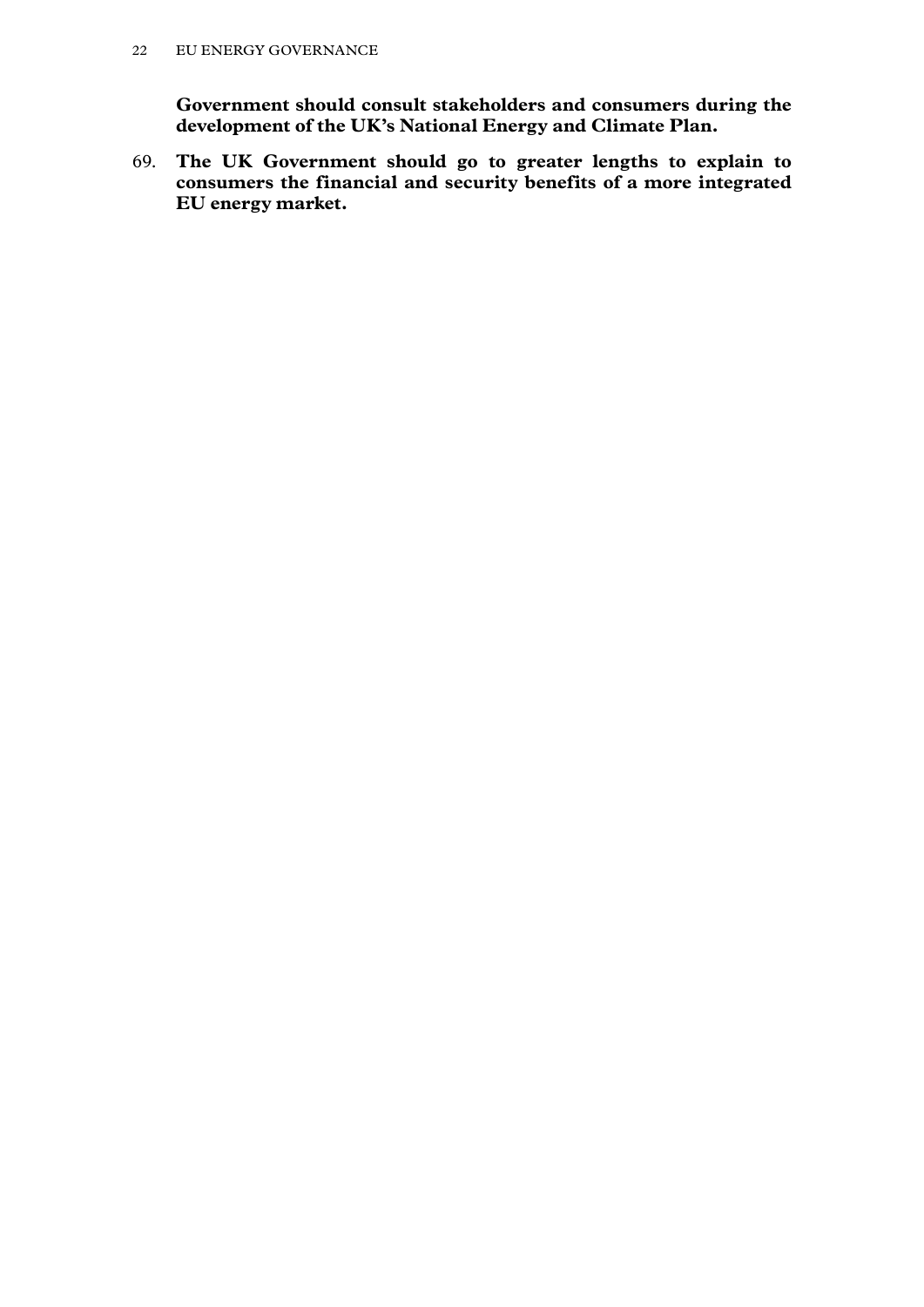**Government should consult stakeholders and consumers during the development of the UK's National Energy and Climate Plan.**

69. **The UK Government should go to greater lengths to explain to consumers the financial and security benefits of a more integrated EU energy market.**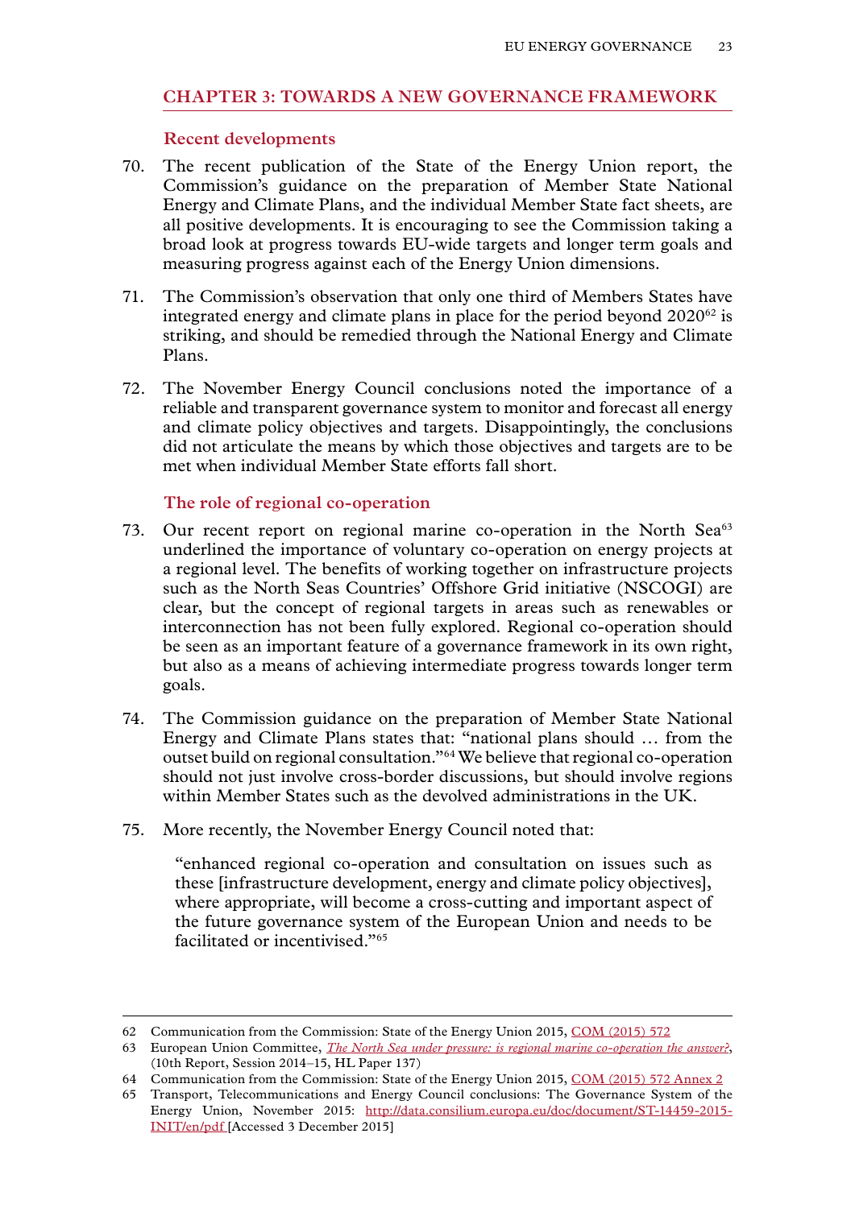## CHAPTER 3: TOWARDS A NEW GOVERNANCE FRAMEWORK

### Recent developments

70. The recent publication of the State of the Energy Union report, the Commission's guidance on the preparation of Member State National Energy and Climate Plans, and the individual Member State fact sheets, are all positive developments. It is encouraging to see the Commission taking a broad look at progress towards EU-wide targets and longer term goals and measuring progress against each of the Energy Union dimensions.

71. The Commission's observation that only one third of Members States have integrated energy and climate plans in place for the period beyond 2020[62] is striking, and should be remedied through the National Energy and Climate Plans.

72. The November Energy Council conclusions noted the importance of a reliable and transparent governance system to monitor and forecast all energy and climate policy objectives and targets. Disappointingly, the conclusions did not articulate the means by which those objectives and targets are to be met when individual Member State efforts fall short.

### The role of regional co-operation

73. Our recent report on regional marine co-operation in the North Sea[63] underlined the importance of voluntary co-operation on energy projects at a regional level. The benefits of working together on infrastructure projects such as the North Seas Countries' Offshore Grid initiative (NSCOGI) are clear, but the concept of regional targets in areas such as renewables or interconnection has not been fully explored. Regional co-operation should be seen as an important feature of a governance framework in its own right, but also as a means of achieving intermediate progress towards longer term goals.

74. The Commission guidance on the preparation of Member State National Energy and Climate Plans states that: "national plans should … from the outset build on regional consultation."[64] We believe that regional co-operation should not just involve cross-border discussions, but should involve regions within Member States such as the devolved administrations in the UK.

75. More recently, the November Energy Council noted that:

> "enhanced regional co-operation and consultation on issues such as these [infrastructure development, energy and climate policy objectives], where appropriate, will become a cross-cutting and important aspect of the future governance system of the European Union and needs to be facilitated or incentivised."[65]

---

62 Communication from the Commission: State of the Energy Union 2015, COM (2015) 572

63 European Union Committee, *The North Sea under pressure: is regional marine co-operation the answer?*, (10th Report, Session 2014–15, HL Paper 137)

64 Communication from the Commission: State of the Energy Union 2015, COM (2015) 572 Annex 2

65 Transport, Telecommunications and Energy Council conclusions: The Governance System of the Energy Union, November 2015: http://data.consilium.europa.eu/doc/document/ST-14459-2015-INIT/en/pdf [Accessed 3 December 2015]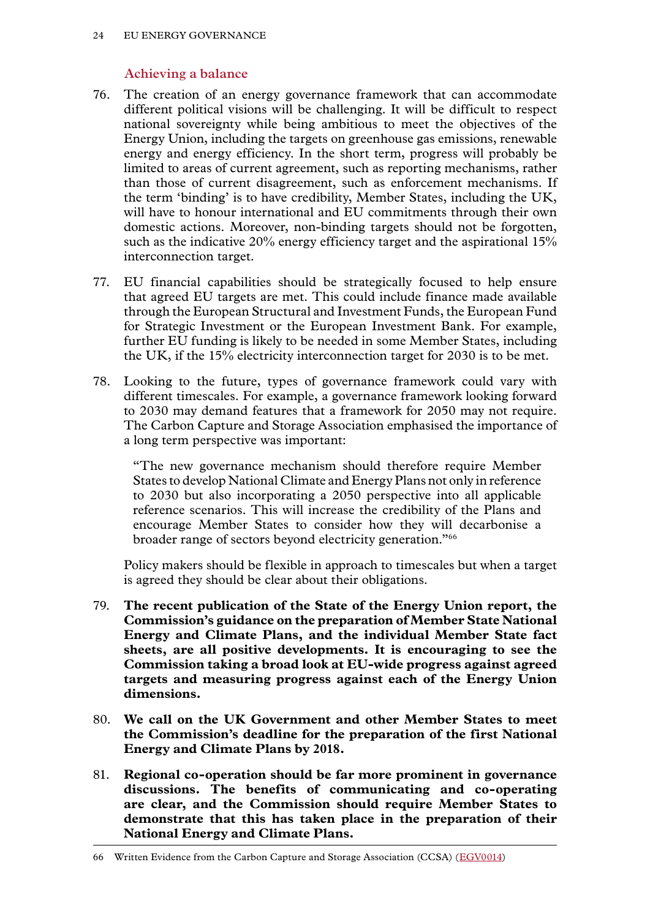### Achieving a balance

76. The creation of an energy governance framework that can accommodate different political visions will be challenging. It will be difficult to respect national sovereignty while being ambitious to meet the objectives of the Energy Union, including the targets on greenhouse gas emissions, renewable energy and energy efficiency. In the short term, progress will probably be limited to areas of current agreement, such as reporting mechanisms, rather than those of current disagreement, such as enforcement mechanisms. If the term 'binding' is to have credibility, Member States, including the UK, will have to honour international and EU commitments through their own domestic actions. Moreover, non-binding targets should not be forgotten, such as the indicative 20% energy efficiency target and the aspirational 15% interconnection target.

77. EU financial capabilities should be strategically focused to help ensure that agreed EU targets are met. This could include finance made available through the European Structural and Investment Funds, the European Fund for Strategic Investment or the European Investment Bank. For example, further EU funding is likely to be needed in some Member States, including the UK, if the 15% electricity interconnection target for 2030 is to be met.

78. Looking to the future, types of governance framework could vary with different timescales. For example, a governance framework looking forward to 2030 may demand features that a framework for 2050 may not require. The Carbon Capture and Storage Association emphasised the importance of a long term perspective was important:

> "The new governance mechanism should therefore require Member States to develop National Climate and Energy Plans not only in reference to 2030 but also incorporating a 2050 perspective into all applicable reference scenarios. This will increase the credibility of the Plans and encourage Member States to consider how they will decarbonise a broader range of sectors beyond electricity generation."[66]

Policy makers should be flexible in approach to timescales but when a target is agreed they should be clear about their obligations.

79. **The recent publication of the State of the Energy Union report, the Commission's guidance on the preparation of Member State National Energy and Climate Plans, and the individual Member State fact sheets, are all positive developments. It is encouraging to see the Commission taking a broad look at EU-wide progress against agreed targets and measuring progress against each of the Energy Union dimensions.**

80. **We call on the UK Government and other Member States to meet the Commission's deadline for the preparation of the first National Energy and Climate Plans by 2018.**

81. **Regional co-operation should be far more prominent in governance discussions. The benefits of communicating and co-operating are clear, and the Commission should require Member States to demonstrate that this has taken place in the preparation of their National Energy and Climate Plans.**

66 Written Evidence from the Carbon Capture and Storage Association (CCSA) (EGV0014)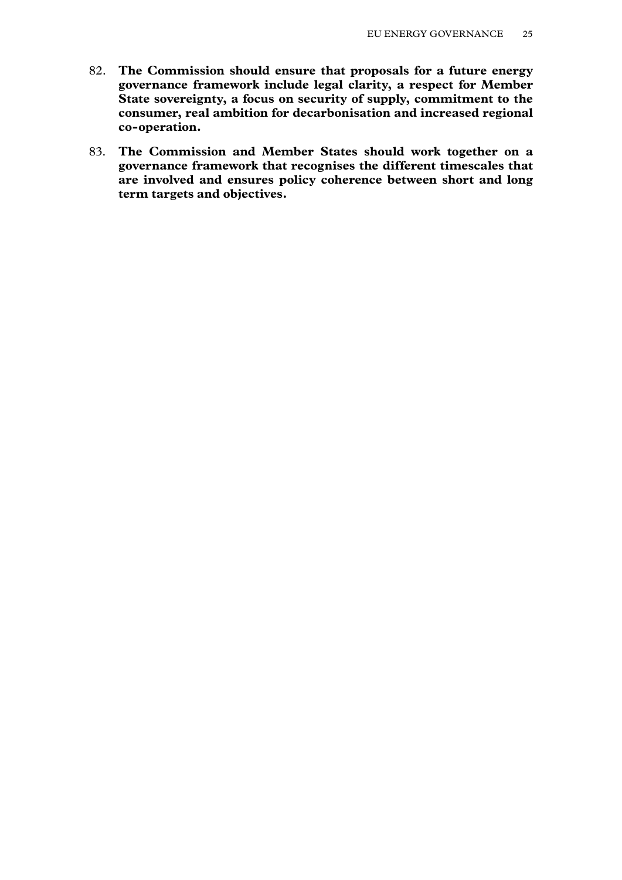82. **The Commission should ensure that proposals for a future energy governance framework include legal clarity, a respect for Member State sovereignty, a focus on security of supply, commitment to the consumer, real ambition for decarbonisation and increased regional co-operation.**

83. **The Commission and Member States should work together on a governance framework that recognises the different timescales that are involved and ensures policy coherence between short and long term targets and objectives.**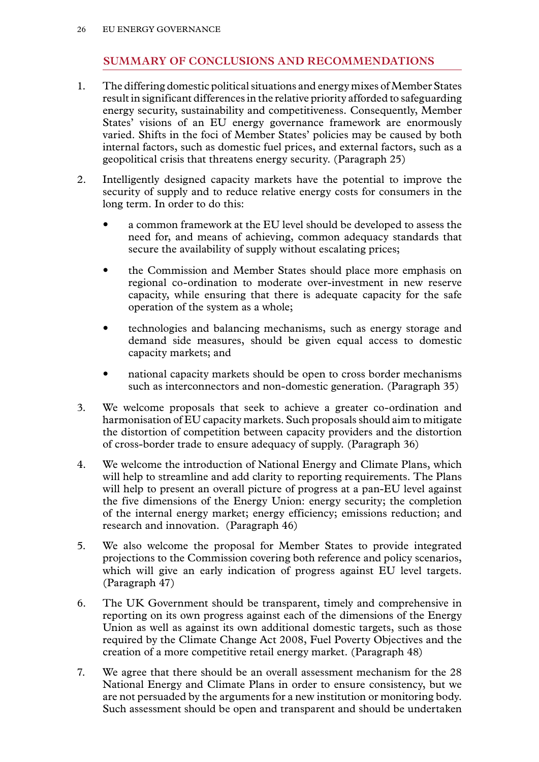## SUMMARY OF CONCLUSIONS AND RECOMMENDATIONS

1. The differing domestic political situations and energy mixes of Member States result in significant differences in the relative priority afforded to safeguarding energy security, sustainability and competitiveness. Consequently, Member States' visions of an EU energy governance framework are enormously varied. Shifts in the foci of Member States' policies may be caused by both internal factors, such as domestic fuel prices, and external factors, such as a geopolitical crisis that threatens energy security. (Paragraph 25)

2. Intelligently designed capacity markets have the potential to improve the security of supply and to reduce relative energy costs for consumers in the long term. In order to do this:

   - a common framework at the EU level should be developed to assess the need for, and means of achieving, common adequacy standards that secure the availability of supply without escalating prices;
   - the Commission and Member States should place more emphasis on regional co-ordination to moderate over-investment in new reserve capacity, while ensuring that there is adequate capacity for the safe operation of the system as a whole;
   - technologies and balancing mechanisms, such as energy storage and demand side measures, should be given equal access to domestic capacity markets; and
   - national capacity markets should be open to cross border mechanisms such as interconnectors and non-domestic generation. (Paragraph 35)

3. We welcome proposals that seek to achieve a greater co-ordination and harmonisation of EU capacity markets. Such proposals should aim to mitigate the distortion of competition between capacity providers and the distortion of cross-border trade to ensure adequacy of supply. (Paragraph 36)

4. We welcome the introduction of National Energy and Climate Plans, which will help to streamline and add clarity to reporting requirements. The Plans will help to present an overall picture of progress at a pan-EU level against the five dimensions of the Energy Union: energy security; the completion of the internal energy market; energy efficiency; emissions reduction; and research and innovation. (Paragraph 46)

5. We also welcome the proposal for Member States to provide integrated projections to the Commission covering both reference and policy scenarios, which will give an early indication of progress against EU level targets. (Paragraph 47)

6. The UK Government should be transparent, timely and comprehensive in reporting on its own progress against each of the dimensions of the Energy Union as well as against its own additional domestic targets, such as those required by the Climate Change Act 2008, Fuel Poverty Objectives and the creation of a more competitive retail energy market. (Paragraph 48)

7. We agree that there should be an overall assessment mechanism for the 28 National Energy and Climate Plans in order to ensure consistency, but we are not persuaded by the arguments for a new institution or monitoring body. Such assessment should be open and transparent and should be undertaken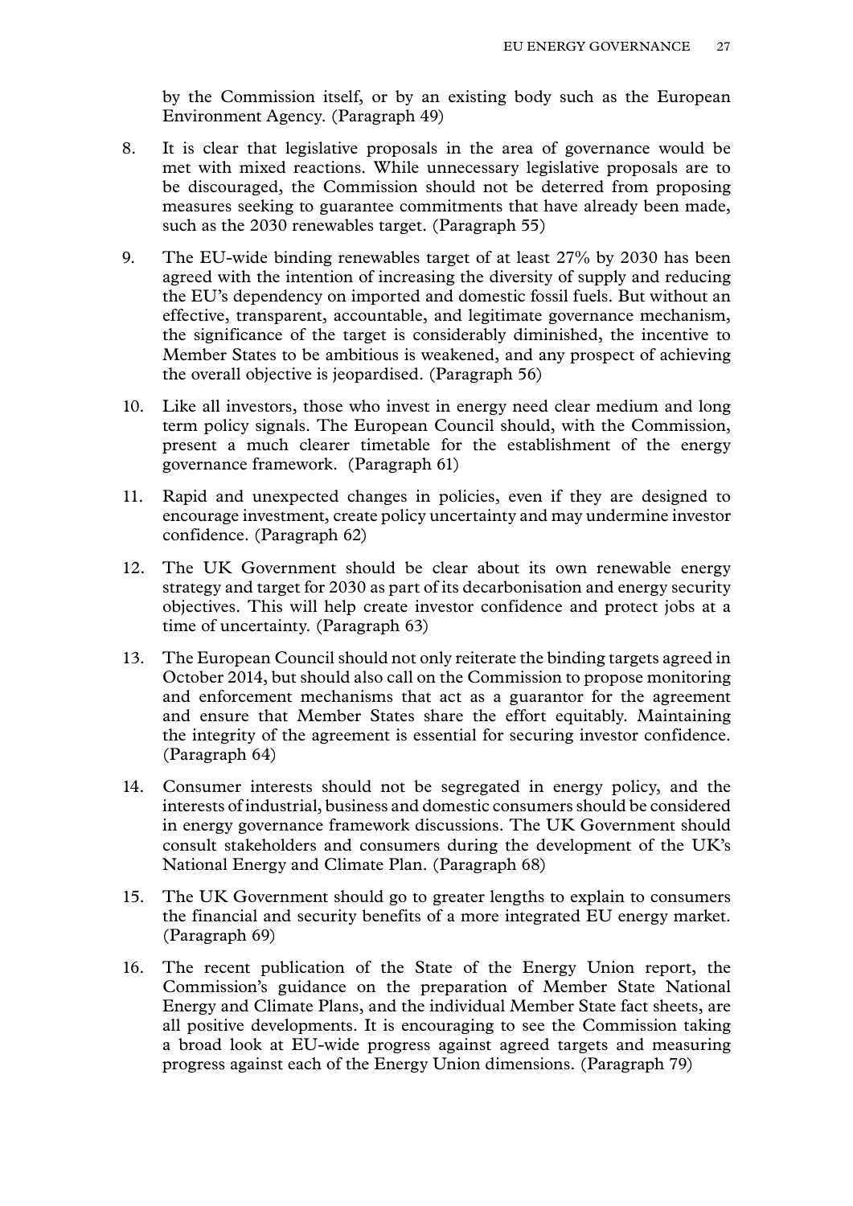by the Commission itself, or by an existing body such as the European Environment Agency. (Paragraph 49)

8. It is clear that legislative proposals in the area of governance would be met with mixed reactions. While unnecessary legislative proposals are to be discouraged, the Commission should not be deterred from proposing measures seeking to guarantee commitments that have already been made, such as the 2030 renewables target. (Paragraph 55)

9. The EU-wide binding renewables target of at least 27% by 2030 has been agreed with the intention of increasing the diversity of supply and reducing the EU's dependency on imported and domestic fossil fuels. But without an effective, transparent, accountable, and legitimate governance mechanism, the significance of the target is considerably diminished, the incentive to Member States to be ambitious is weakened, and any prospect of achieving the overall objective is jeopardised. (Paragraph 56)

10. Like all investors, those who invest in energy need clear medium and long term policy signals. The European Council should, with the Commission, present a much clearer timetable for the establishment of the energy governance framework. (Paragraph 61)

11. Rapid and unexpected changes in policies, even if they are designed to encourage investment, create policy uncertainty and may undermine investor confidence. (Paragraph 62)

12. The UK Government should be clear about its own renewable energy strategy and target for 2030 as part of its decarbonisation and energy security objectives. This will help create investor confidence and protect jobs at a time of uncertainty. (Paragraph 63)

13. The European Council should not only reiterate the binding targets agreed in October 2014, but should also call on the Commission to propose monitoring and enforcement mechanisms that act as a guarantor for the agreement and ensure that Member States share the effort equitably. Maintaining the integrity of the agreement is essential for securing investor confidence. (Paragraph 64)

14. Consumer interests should not be segregated in energy policy, and the interests of industrial, business and domestic consumers should be considered in energy governance framework discussions. The UK Government should consult stakeholders and consumers during the development of the UK's National Energy and Climate Plan. (Paragraph 68)

15. The UK Government should go to greater lengths to explain to consumers the financial and security benefits of a more integrated EU energy market. (Paragraph 69)

16. The recent publication of the State of the Energy Union report, the Commission's guidance on the preparation of Member State National Energy and Climate Plans, and the individual Member State fact sheets, are all positive developments. It is encouraging to see the Commission taking a broad look at EU-wide progress against agreed targets and measuring progress against each of the Energy Union dimensions. (Paragraph 79)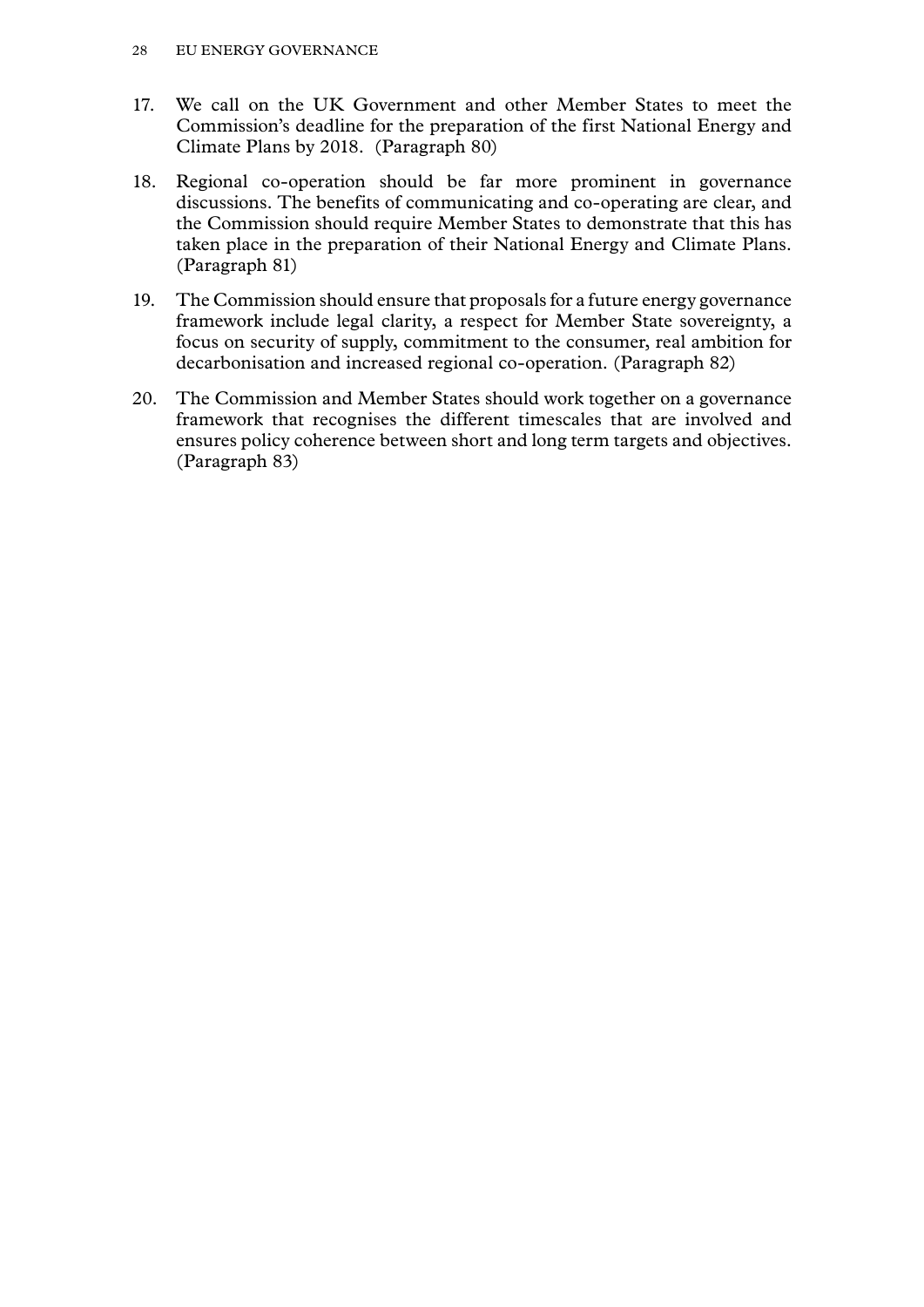17. We call on the UK Government and other Member States to meet the Commission's deadline for the preparation of the first National Energy and Climate Plans by 2018. (Paragraph 80)

18. Regional co-operation should be far more prominent in governance discussions. The benefits of communicating and co-operating are clear, and the Commission should require Member States to demonstrate that this has taken place in the preparation of their National Energy and Climate Plans. (Paragraph 81)

19. The Commission should ensure that proposals for a future energy governance framework include legal clarity, a respect for Member State sovereignty, a focus on security of supply, commitment to the consumer, real ambition for decarbonisation and increased regional co-operation. (Paragraph 82)

20. The Commission and Member States should work together on a governance framework that recognises the different timescales that are involved and ensures policy coherence between short and long term targets and objectives. (Paragraph 83)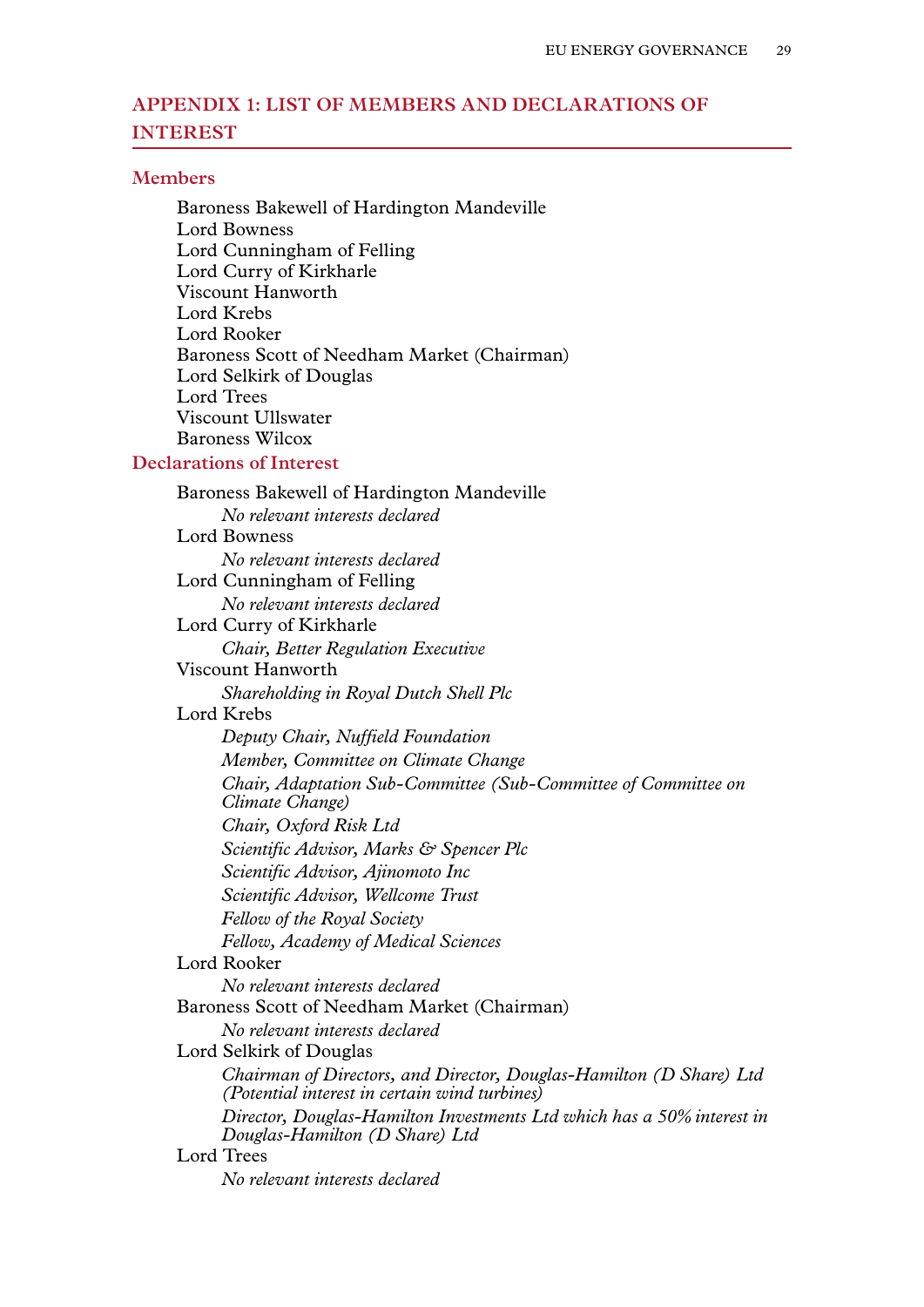## APPENDIX 1: LIST OF MEMBERS AND DECLARATIONS OF INTEREST

### Members

Baroness Bakewell of Hardington Mandeville
Lord Bowness
Lord Cunningham of Felling
Lord Curry of Kirkharle
Viscount Hanworth
Lord Krebs
Lord Rooker
Baroness Scott of Needham Market (Chairman)
Lord Selkirk of Douglas
Lord Trees
Viscount Ullswater
Baroness Wilcox

### Declarations of Interest

Baroness Bakewell of Hardington Mandeville
*No relevant interests declared*

Lord Bowness
*No relevant interests declared*

Lord Cunningham of Felling
*No relevant interests declared*

Lord Curry of Kirkharle
*Chair, Better Regulation Executive*

Viscount Hanworth
*Shareholding in Royal Dutch Shell Plc*

Lord Krebs
*Deputy Chair, Nuffield Foundation*
*Member, Committee on Climate Change*
*Chair, Adaptation Sub-Committee (Sub-Committee of Committee on Climate Change)*
*Chair, Oxford Risk Ltd*
*Scientific Advisor, Marks & Spencer Plc*
*Scientific Advisor, Ajinomoto Inc*
*Scientific Advisor, Wellcome Trust*
*Fellow of the Royal Society*
*Fellow, Academy of Medical Sciences*

Lord Rooker
*No relevant interests declared*

Baroness Scott of Needham Market (Chairman)
*No relevant interests declared*

Lord Selkirk of Douglas
*Chairman of Directors, and Director, Douglas-Hamilton (D Share) Ltd (Potential interest in certain wind turbines)*
*Director, Douglas-Hamilton Investments Ltd which has a 50% interest in Douglas-Hamilton (D Share) Ltd*

Lord Trees
*No relevant interests declared*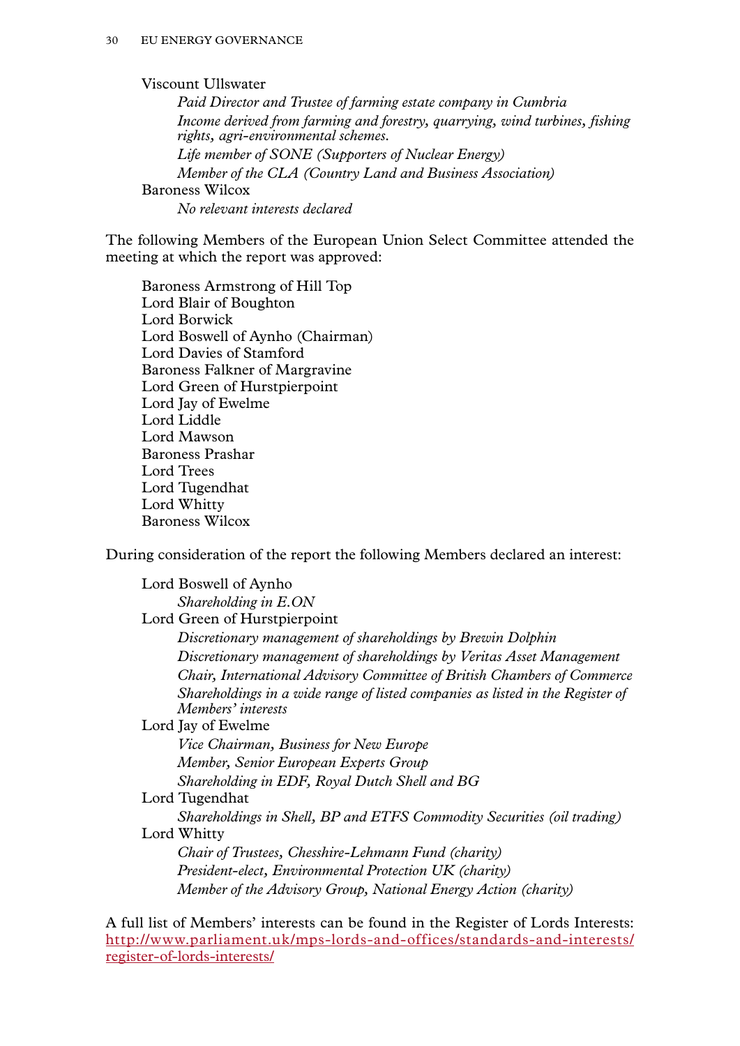Viscount Ullswater

*Paid Director and Trustee of farming estate company in Cumbria*

*Income derived from farming and forestry, quarrying, wind turbines, fishing rights, agri-environmental schemes.*

*Life member of SONE (Supporters of Nuclear Energy)*

*Member of the CLA (Country Land and Business Association)*

Baroness Wilcox

*No relevant interests declared*

The following Members of the European Union Select Committee attended the meeting at which the report was approved:

Baroness Armstrong of Hill Top
Lord Blair of Boughton
Lord Borwick
Lord Boswell of Aynho (Chairman)
Lord Davies of Stamford
Baroness Falkner of Margravine
Lord Green of Hurstpierpoint
Lord Jay of Ewelme
Lord Liddle
Lord Mawson
Baroness Prashar
Lord Trees
Lord Tugendhat
Lord Whitty
Baroness Wilcox

During consideration of the report the following Members declared an interest:

Lord Boswell of Aynho

*Shareholding in E.ON*

Lord Green of Hurstpierpoint

*Discretionary management of shareholdings by Brewin Dolphin*

*Discretionary management of shareholdings by Veritas Asset Management*

*Chair, International Advisory Committee of British Chambers of Commerce*

*Shareholdings in a wide range of listed companies as listed in the Register of Members' interests*

Lord Jay of Ewelme

*Vice Chairman, Business for New Europe*

*Member, Senior European Experts Group*

*Shareholding in EDF, Royal Dutch Shell and BG*

Lord Tugendhat

*Shareholdings in Shell, BP and ETFS Commodity Securities (oil trading)*

Lord Whitty

*Chair of Trustees, Chesshire-Lehmann Fund (charity)*

*President-elect, Environmental Protection UK (charity)*

*Member of the Advisory Group, National Energy Action (charity)*

A full list of Members' interests can be found in the Register of Lords Interests: http://www.parliament.uk/mps-lords-and-offices/standards-and-interests/register-of-lords-interests/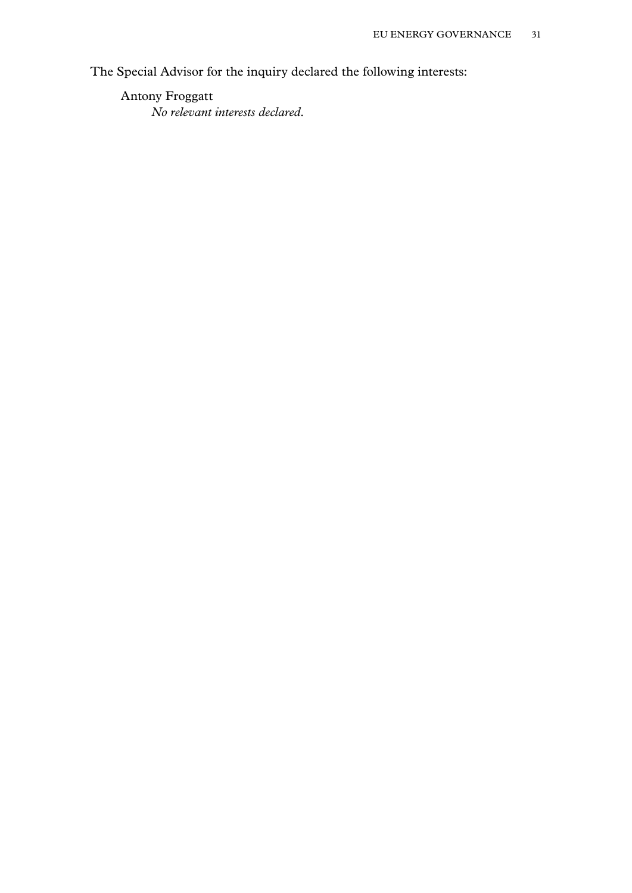The Special Advisor for the inquiry declared the following interests:

Antony Froggatt

*No relevant interests declared.*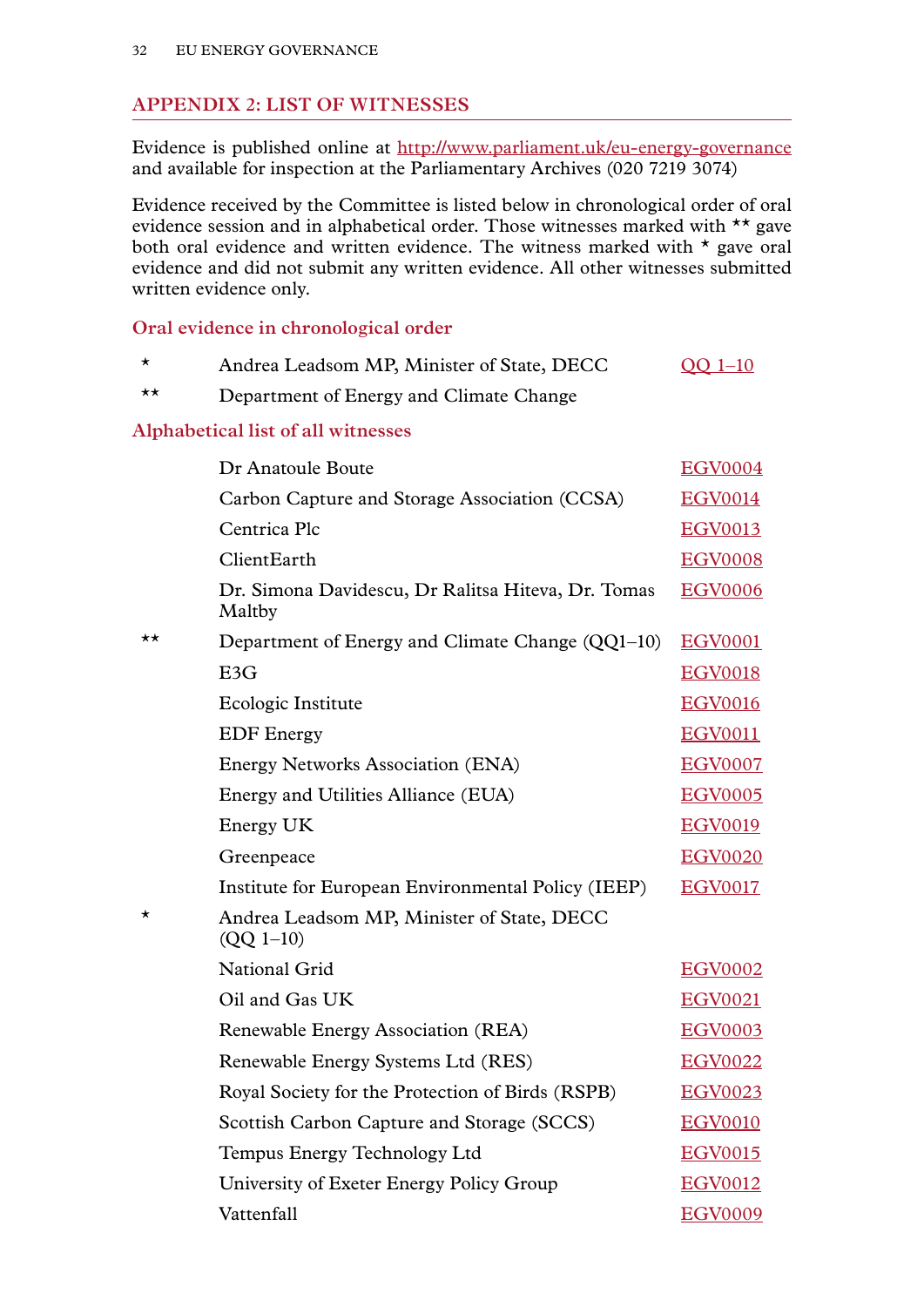## APPENDIX 2: LIST OF WITNESSES

Evidence is published online at http://www.parliament.uk/eu-energy-governance and available for inspection at the Parliamentary Archives (020 7219 3074)

Evidence received by the Committee is listed below in chronological order of oral evidence session and in alphabetical order. Those witnesses marked with ** gave both oral evidence and written evidence. The witness marked with * gave oral evidence and did not submit any written evidence. All other witnesses submitted written evidence only.

### Oral evidence in chronological order

| | | |
|---|---|---|
| * | Andrea Leadsom MP, Minister of State, DECC | QQ 1–10 |
| ** | Department of Energy and Climate Change | |

### Alphabetical list of all witnesses

| | | |
|---|---|---|
| | Dr Anatoule Boute | EGV0004 |
| | Carbon Capture and Storage Association (CCSA) | EGV0014 |
| | Centrica Plc | EGV0013 |
| | ClientEarth | EGV0008 |
| | Dr. Simona Davidescu, Dr Ralitsa Hiteva, Dr. Tomas Maltby | EGV0006 |
| ** | Department of Energy and Climate Change (QQ1–10) | EGV0001 |
| | E3G | EGV0018 |
| | Ecologic Institute | EGV0016 |
| | EDF Energy | EGV0011 |
| | Energy Networks Association (ENA) | EGV0007 |
| | Energy and Utilities Alliance (EUA) | EGV0005 |
| | Energy UK | EGV0019 |
| | Greenpeace | EGV0020 |
| | Institute for European Environmental Policy (IEEP) | EGV0017 |
| * | Andrea Leadsom MP, Minister of State, DECC (QQ 1–10) | |
| | National Grid | EGV0002 |
| | Oil and Gas UK | EGV0021 |
| | Renewable Energy Association (REA) | EGV0003 |
| | Renewable Energy Systems Ltd (RES) | EGV0022 |
| | Royal Society for the Protection of Birds (RSPB) | EGV0023 |
| | Scottish Carbon Capture and Storage (SCCS) | EGV0010 |
| | Tempus Energy Technology Ltd | EGV0015 |
| | University of Exeter Energy Policy Group | EGV0012 |
| | Vattenfall | EGV0009 |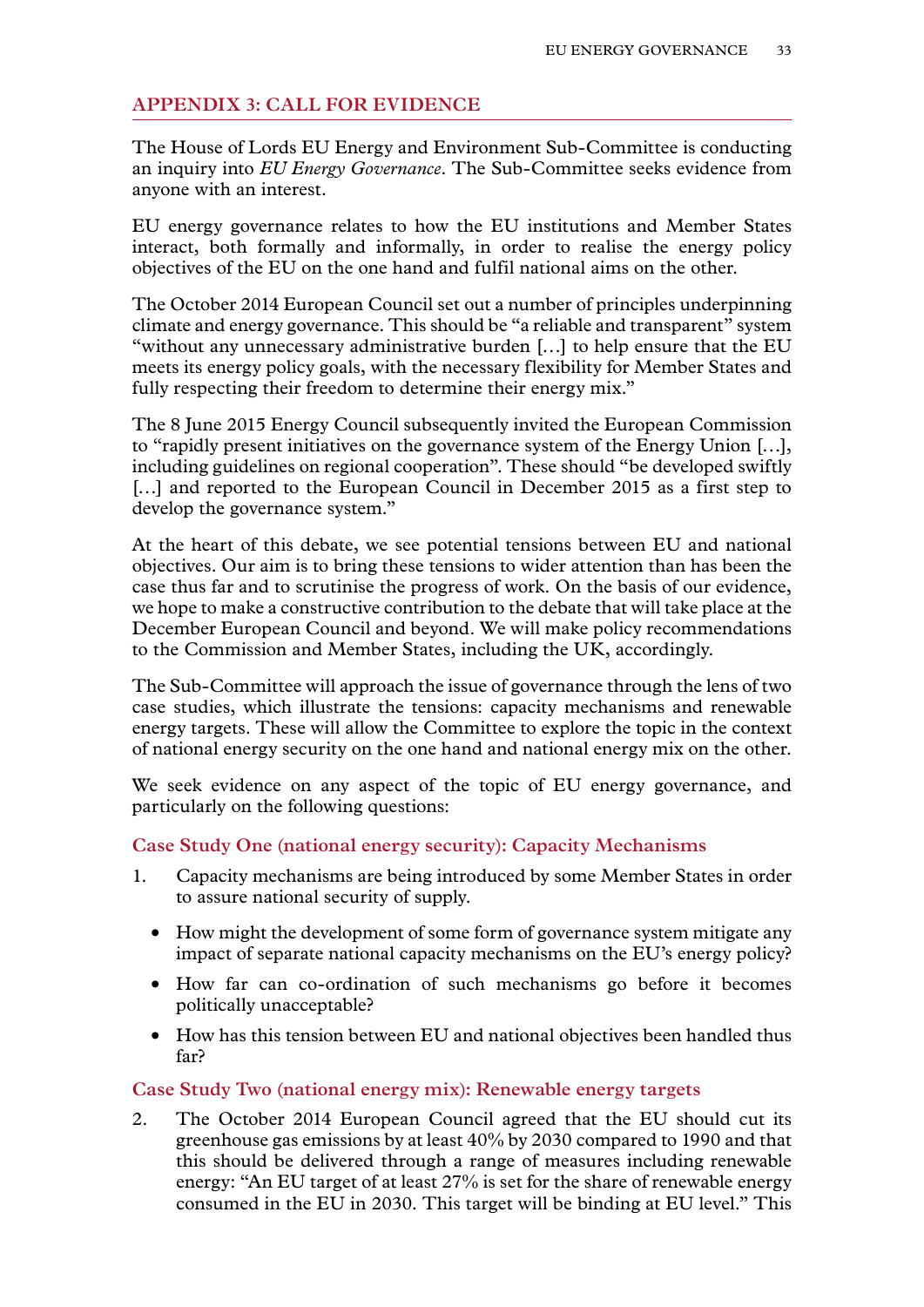## APPENDIX 3: CALL FOR EVIDENCE

The House of Lords EU Energy and Environment Sub-Committee is conducting an inquiry into *EU Energy Governance*. The Sub-Committee seeks evidence from anyone with an interest.

EU energy governance relates to how the EU institutions and Member States interact, both formally and informally, in order to realise the energy policy objectives of the EU on the one hand and fulfil national aims on the other.

The October 2014 European Council set out a number of principles underpinning climate and energy governance. This should be "a reliable and transparent" system "without any unnecessary administrative burden […] to help ensure that the EU meets its energy policy goals, with the necessary flexibility for Member States and fully respecting their freedom to determine their energy mix."

The 8 June 2015 Energy Council subsequently invited the European Commission to "rapidly present initiatives on the governance system of the Energy Union […], including guidelines on regional cooperation". These should "be developed swiftly […] and reported to the European Council in December 2015 as a first step to develop the governance system."

At the heart of this debate, we see potential tensions between EU and national objectives. Our aim is to bring these tensions to wider attention than has been the case thus far and to scrutinise the progress of work. On the basis of our evidence, we hope to make a constructive contribution to the debate that will take place at the December European Council and beyond. We will make policy recommendations to the Commission and Member States, including the UK, accordingly.

The Sub-Committee will approach the issue of governance through the lens of two case studies, which illustrate the tensions: capacity mechanisms and renewable energy targets. These will allow the Committee to explore the topic in the context of national energy security on the one hand and national energy mix on the other.

We seek evidence on any aspect of the topic of EU energy governance, and particularly on the following questions:

### Case Study One (national energy security): Capacity Mechanisms

1. Capacity mechanisms are being introduced by some Member States in order to assure national security of supply.

   - How might the development of some form of governance system mitigate any impact of separate national capacity mechanisms on the EU's energy policy?
   - How far can co-ordination of such mechanisms go before it becomes politically unacceptable?
   - How has this tension between EU and national objectives been handled thus far?

### Case Study Two (national energy mix): Renewable energy targets

2. The October 2014 European Council agreed that the EU should cut its greenhouse gas emissions by at least 40% by 2030 compared to 1990 and that this should be delivered through a range of measures including renewable energy: "An EU target of at least 27% is set for the share of renewable energy consumed in the EU in 2030. This target will be binding at EU level." This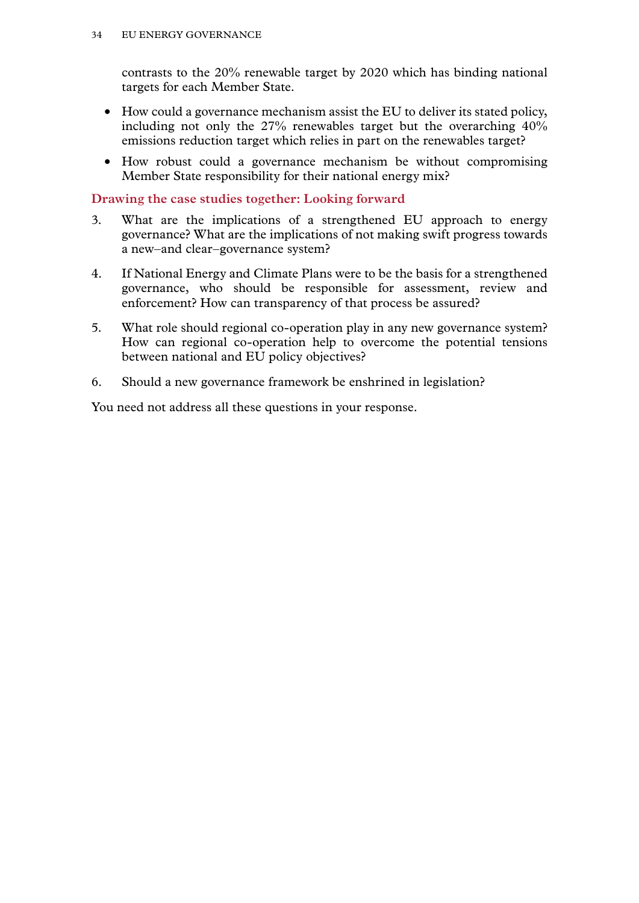contrasts to the 20% renewable target by 2020 which has binding national targets for each Member State.

- How could a governance mechanism assist the EU to deliver its stated policy, including not only the 27% renewables target but the overarching 40% emissions reduction target which relies in part on the renewables target?
- How robust could a governance mechanism be without compromising Member State responsibility for their national energy mix?

### Drawing the case studies together: Looking forward

3. What are the implications of a strengthened EU approach to energy governance? What are the implications of not making swift progress towards a new–and clear–governance system?

4. If National Energy and Climate Plans were to be the basis for a strengthened governance, who should be responsible for assessment, review and enforcement? How can transparency of that process be assured?

5. What role should regional co-operation play in any new governance system? How can regional co-operation help to overcome the potential tensions between national and EU policy objectives?

6. Should a new governance framework be enshrined in legislation?

You need not address all these questions in your response.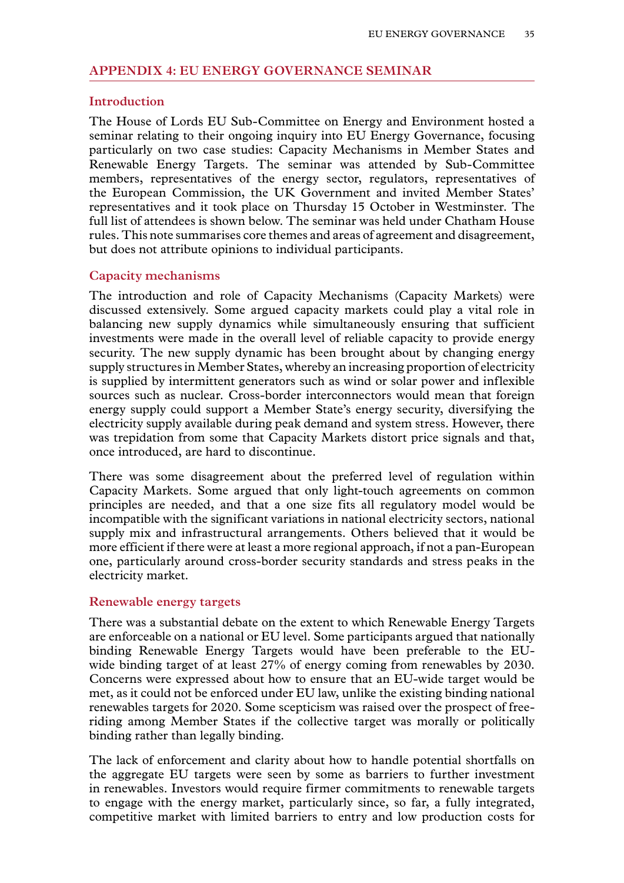## APPENDIX 4: EU ENERGY GOVERNANCE SEMINAR

### Introduction

The House of Lords EU Sub-Committee on Energy and Environment hosted a seminar relating to their ongoing inquiry into EU Energy Governance, focusing particularly on two case studies: Capacity Mechanisms in Member States and Renewable Energy Targets. The seminar was attended by Sub-Committee members, representatives of the energy sector, regulators, representatives of the European Commission, the UK Government and invited Member States' representatives and it took place on Thursday 15 October in Westminster. The full list of attendees is shown below. The seminar was held under Chatham House rules. This note summarises core themes and areas of agreement and disagreement, but does not attribute opinions to individual participants.

### Capacity mechanisms

The introduction and role of Capacity Mechanisms (Capacity Markets) were discussed extensively. Some argued capacity markets could play a vital role in balancing new supply dynamics while simultaneously ensuring that sufficient investments were made in the overall level of reliable capacity to provide energy security. The new supply dynamic has been brought about by changing energy supply structures in Member States, whereby an increasing proportion of electricity is supplied by intermittent generators such as wind or solar power and inflexible sources such as nuclear. Cross-border interconnectors would mean that foreign energy supply could support a Member State's energy security, diversifying the electricity supply available during peak demand and system stress. However, there was trepidation from some that Capacity Markets distort price signals and that, once introduced, are hard to discontinue.

There was some disagreement about the preferred level of regulation within Capacity Markets. Some argued that only light-touch agreements on common principles are needed, and that a one size fits all regulatory model would be incompatible with the significant variations in national electricity sectors, national supply mix and infrastructural arrangements. Others believed that it would be more efficient if there were at least a more regional approach, if not a pan-European one, particularly around cross-border security standards and stress peaks in the electricity market.

### Renewable energy targets

There was a substantial debate on the extent to which Renewable Energy Targets are enforceable on a national or EU level. Some participants argued that nationally binding Renewable Energy Targets would have been preferable to the EU-wide binding target of at least 27% of energy coming from renewables by 2030. Concerns were expressed about how to ensure that an EU-wide target would be met, as it could not be enforced under EU law, unlike the existing binding national renewables targets for 2020. Some scepticism was raised over the prospect of free-riding among Member States if the collective target was morally or politically binding rather than legally binding.

The lack of enforcement and clarity about how to handle potential shortfalls on the aggregate EU targets were seen by some as barriers to further investment in renewables. Investors would require firmer commitments to renewable targets to engage with the energy market, particularly since, so far, a fully integrated, competitive market with limited barriers to entry and low production costs for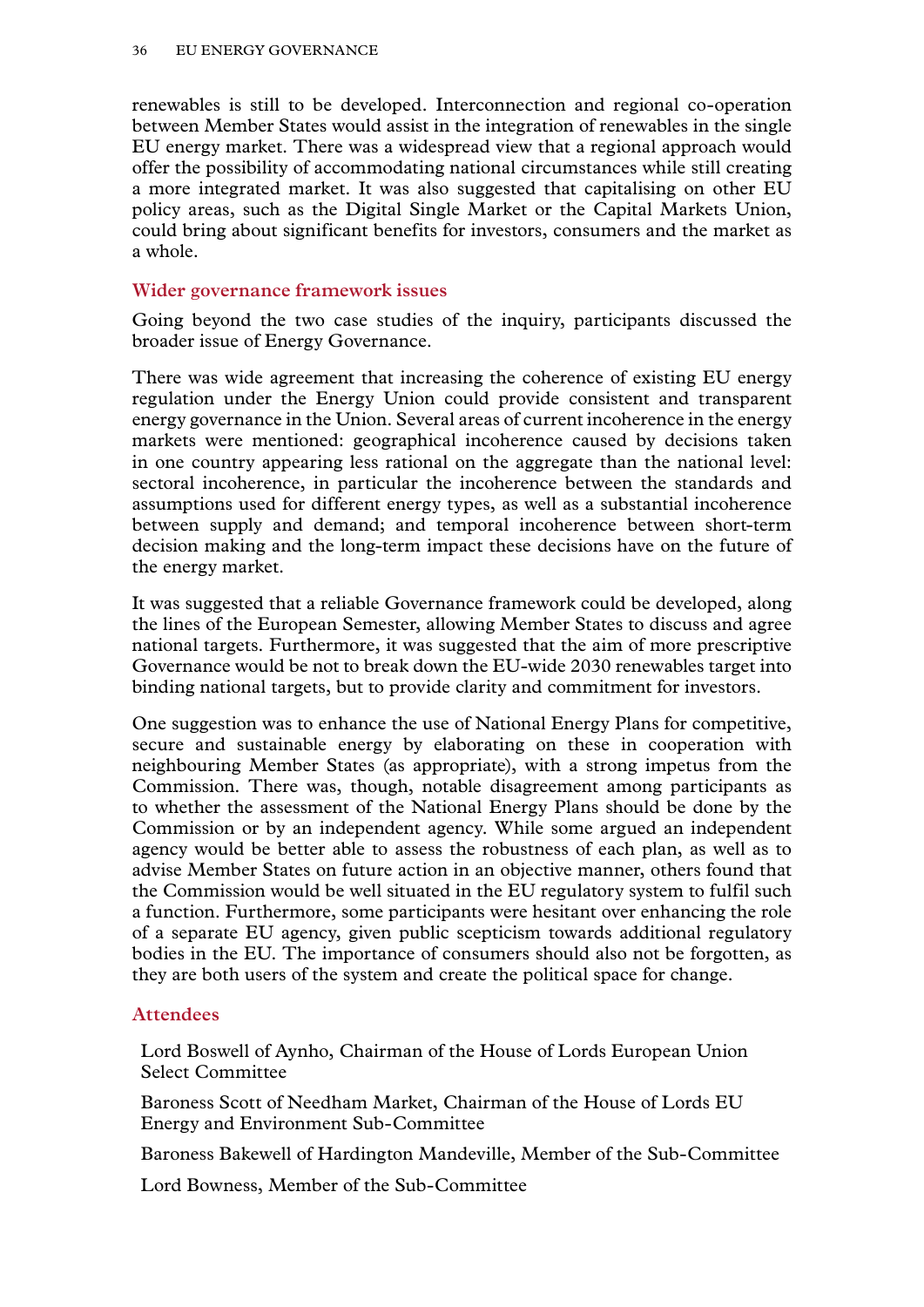renewables is still to be developed. Interconnection and regional co-operation between Member States would assist in the integration of renewables in the single EU energy market. There was a widespread view that a regional approach would offer the possibility of accommodating national circumstances while still creating a more integrated market. It was also suggested that capitalising on other EU policy areas, such as the Digital Single Market or the Capital Markets Union, could bring about significant benefits for investors, consumers and the market as a whole.

### Wider governance framework issues

Going beyond the two case studies of the inquiry, participants discussed the broader issue of Energy Governance.

There was wide agreement that increasing the coherence of existing EU energy regulation under the Energy Union could provide consistent and transparent energy governance in the Union. Several areas of current incoherence in the energy markets were mentioned: geographical incoherence caused by decisions taken in one country appearing less rational on the aggregate than the national level: sectoral incoherence, in particular the incoherence between the standards and assumptions used for different energy types, as well as a substantial incoherence between supply and demand; and temporal incoherence between short-term decision making and the long-term impact these decisions have on the future of the energy market.

It was suggested that a reliable Governance framework could be developed, along the lines of the European Semester, allowing Member States to discuss and agree national targets. Furthermore, it was suggested that the aim of more prescriptive Governance would be not to break down the EU-wide 2030 renewables target into binding national targets, but to provide clarity and commitment for investors.

One suggestion was to enhance the use of National Energy Plans for competitive, secure and sustainable energy by elaborating on these in cooperation with neighbouring Member States (as appropriate), with a strong impetus from the Commission. There was, though, notable disagreement among participants as to whether the assessment of the National Energy Plans should be done by the Commission or by an independent agency. While some argued an independent agency would be better able to assess the robustness of each plan, as well as to advise Member States on future action in an objective manner, others found that the Commission would be well situated in the EU regulatory system to fulfil such a function. Furthermore, some participants were hesitant over enhancing the role of a separate EU agency, given public scepticism towards additional regulatory bodies in the EU. The importance of consumers should also not be forgotten, as they are both users of the system and create the political space for change.

### Attendees

Lord Boswell of Aynho, Chairman of the House of Lords European Union Select Committee

Baroness Scott of Needham Market, Chairman of the House of Lords EU Energy and Environment Sub-Committee

Baroness Bakewell of Hardington Mandeville, Member of the Sub-Committee

Lord Bowness, Member of the Sub-Committee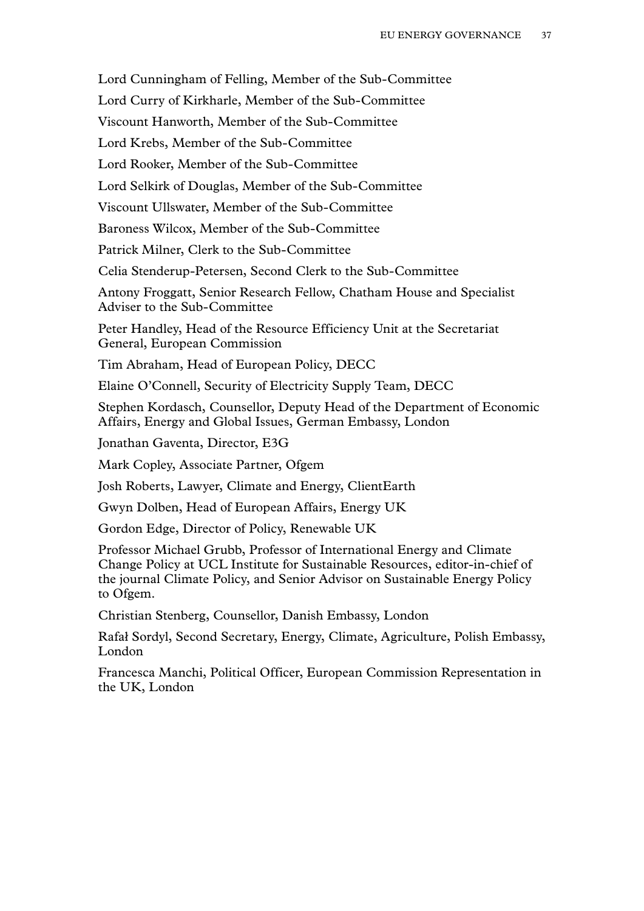Lord Cunningham of Felling, Member of the Sub-Committee

Lord Curry of Kirkharle, Member of the Sub-Committee

Viscount Hanworth, Member of the Sub-Committee

Lord Krebs, Member of the Sub-Committee

Lord Rooker, Member of the Sub-Committee

Lord Selkirk of Douglas, Member of the Sub-Committee

Viscount Ullswater, Member of the Sub-Committee

Baroness Wilcox, Member of the Sub-Committee

Patrick Milner, Clerk to the Sub-Committee

Celia Stenderup-Petersen, Second Clerk to the Sub-Committee

Antony Froggatt, Senior Research Fellow, Chatham House and Specialist Adviser to the Sub-Committee

Peter Handley, Head of the Resource Efficiency Unit at the Secretariat General, European Commission

Tim Abraham, Head of European Policy, DECC

Elaine O'Connell, Security of Electricity Supply Team, DECC

Stephen Kordasch, Counsellor, Deputy Head of the Department of Economic Affairs, Energy and Global Issues, German Embassy, London

Jonathan Gaventa, Director, E3G

Mark Copley, Associate Partner, Ofgem

Josh Roberts, Lawyer, Climate and Energy, ClientEarth

Gwyn Dolben, Head of European Affairs, Energy UK

Gordon Edge, Director of Policy, Renewable UK

Professor Michael Grubb, Professor of International Energy and Climate Change Policy at UCL Institute for Sustainable Resources, editor-in-chief of the journal Climate Policy, and Senior Advisor on Sustainable Energy Policy to Ofgem.

Christian Stenberg, Counsellor, Danish Embassy, London

Rafał Sordyl, Second Secretary, Energy, Climate, Agriculture, Polish Embassy, London

Francesca Manchi, Political Officer, European Commission Representation in the UK, London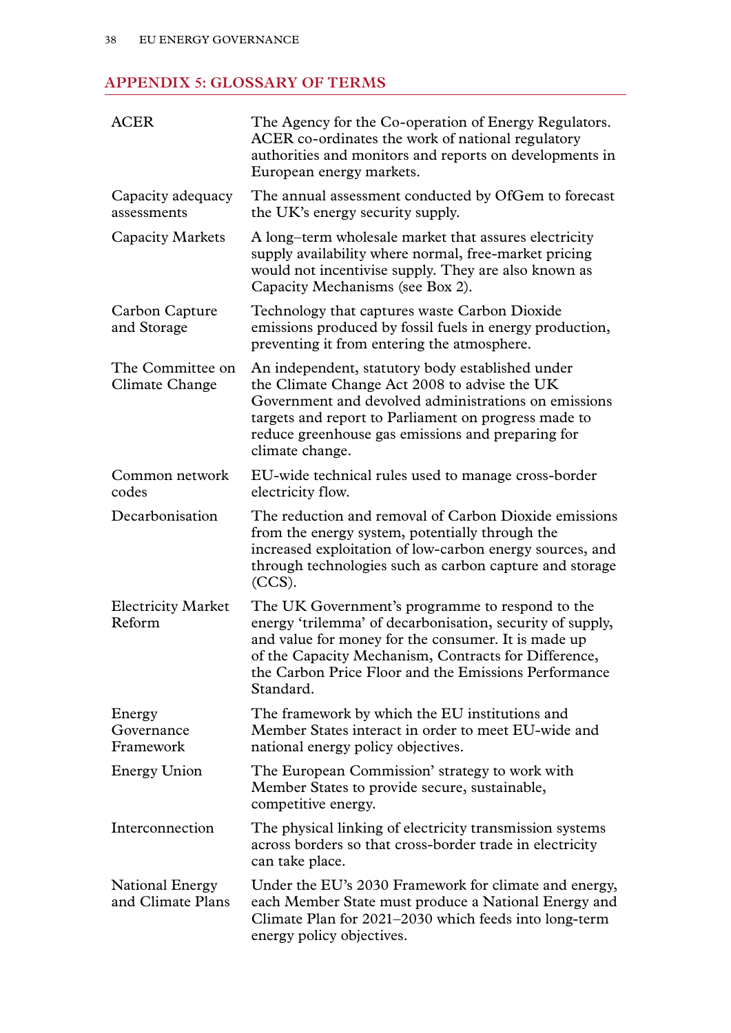## APPENDIX 5: GLOSSARY OF TERMS

| | |
|---|---|
| ACER | The Agency for the Co-operation of Energy Regulators. ACER co-ordinates the work of national regulatory authorities and monitors and reports on developments in European energy markets. |
| Capacity adequacy assessments | The annual assessment conducted by OfGem to forecast the UK's energy security supply. |
| Capacity Markets | A long–term wholesale market that assures electricity supply availability where normal, free-market pricing would not incentivise supply. They are also known as Capacity Mechanisms (see Box 2). |
| Carbon Capture and Storage | Technology that captures waste Carbon Dioxide emissions produced by fossil fuels in energy production, preventing it from entering the atmosphere. |
| The Committee on Climate Change | An independent, statutory body established under the Climate Change Act 2008 to advise the UK Government and devolved administrations on emissions targets and report to Parliament on progress made to reduce greenhouse gas emissions and preparing for climate change. |
| Common network codes | EU-wide technical rules used to manage cross-border electricity flow. |
| Decarbonisation | The reduction and removal of Carbon Dioxide emissions from the energy system, potentially through the increased exploitation of low-carbon energy sources, and through technologies such as carbon capture and storage (CCS). |
| Electricity Market Reform | The UK Government's programme to respond to the energy 'trilemma' of decarbonisation, security of supply, and value for money for the consumer. It is made up of the Capacity Mechanism, Contracts for Difference, the Carbon Price Floor and the Emissions Performance Standard. |
| Energy Governance Framework | The framework by which the EU institutions and Member States interact in order to meet EU-wide and national energy policy objectives. |
| Energy Union | The European Commission' strategy to work with Member States to provide secure, sustainable, competitive energy. |
| Interconnection | The physical linking of electricity transmission systems across borders so that cross-border trade in electricity can take place. |
| National Energy and Climate Plans | Under the EU's 2030 Framework for climate and energy, each Member State must produce a National Energy and Climate Plan for 2021–2030 which feeds into long-term energy policy objectives. |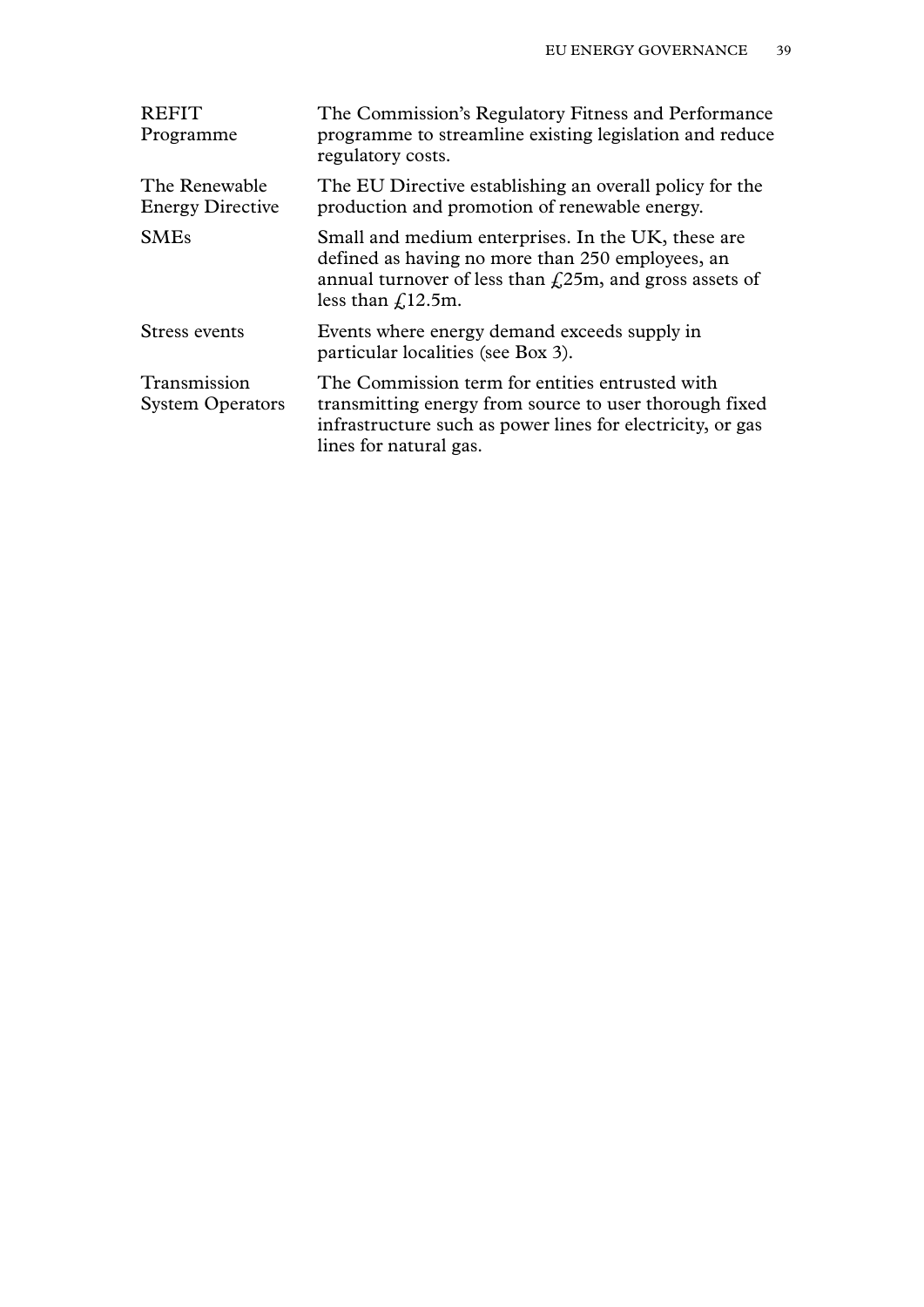| | |
|---|---|
| REFIT Programme | The Commission's Regulatory Fitness and Performance programme to streamline existing legislation and reduce regulatory costs. |
| The Renewable Energy Directive | The EU Directive establishing an overall policy for the production and promotion of renewable energy. |
| SMEs | Small and medium enterprises. In the UK, these are defined as having no more than 250 employees, an annual turnover of less than £25m, and gross assets of less than £12.5m. |
| Stress events | Events where energy demand exceeds supply in particular localities (see Box 3). |
| Transmission System Operators | The Commission term for entities entrusted with transmitting energy from source to user thorough fixed infrastructure such as power lines for electricity, or gas lines for natural gas. |